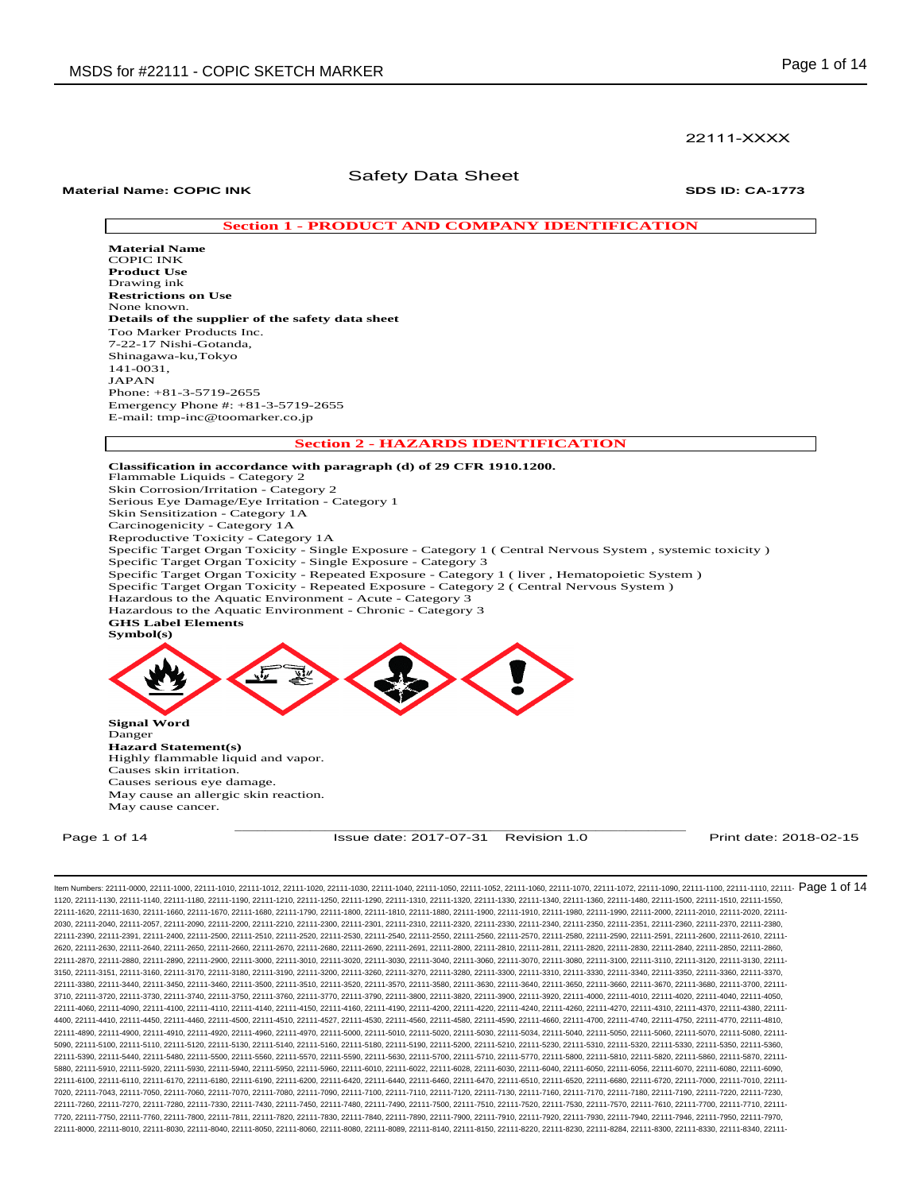22111-XXXX

# Safety Data Sheet

**Material Name: COPIC INK** **SDS ID: CA-1773**

## Section 1 - PRODUCT AND COMPANY IDENTIFICATION

**Material Name**
COPIC INK
**Product Use**
Drawing ink
**Restrictions on Use**
None known.
**Details of the supplier of the safety data sheet**
Too Marker Products Inc.
7-22-17 Nishi-Gotanda,
Shinagawa-ku,Tokyo
141-0031,
JAPAN
Phone: +81-3-5719-2655
Emergency Phone #: +81-3-5719-2655
E-mail: tmp-inc@toomarker.co.jp

## Section 2 - HAZARDS IDENTIFICATION

**Classification in accordance with paragraph (d) of 29 CFR 1910.1200.**
Flammable Liquids - Category 2
Skin Corrosion/Irritation - Category 2
Serious Eye Damage/Eye Irritation - Category 1
Skin Sensitization - Category 1A
Carcinogenicity - Category 1A
Reproductive Toxicity - Category 1A
Specific Target Organ Toxicity - Single Exposure - Category 1 ( Central Nervous System , systemic toxicity )
Specific Target Organ Toxicity - Single Exposure - Category 3
Specific Target Organ Toxicity - Repeated Exposure - Category 1 ( liver , Hematopoietic System )
Specific Target Organ Toxicity - Repeated Exposure - Category 2 ( Central Nervous System )
Hazardous to the Aquatic Environment - Acute - Category 3
Hazardous to the Aquatic Environment - Chronic - Category 3
**GHS Label Elements**
**Symbol(s)**

**Signal Word**
Danger
**Hazard Statement(s)**
Highly flammable liquid and vapor.
Causes skin irritation.
Causes serious eye damage.
May cause an allergic skin reaction.
May cause cancer.

Issue date: 2017-07-31 Revision 1.0 Print date: 2018-02-15

Item Numbers: 22111-0000, 22111-1000, 22111-1010, 22111-1012, 22111-1020, 22111-1030, 22111-1040, 22111-1050, 22111-1052, 22111-1060, 22111-1070, 22111-1072, 22111-1090, 22111-1100, 22111-1110, 22111-1120, 22111-1130, 22111-1140, 22111-1180, 22111-1190, 22111-1210, 22111-1250, 22111-1290, 22111-1310, 22111-1320, 22111-1330, 22111-1340, 22111-1360, 22111-1480, 22111-1500, 22111-1510, 22111-1550, 22111-1620, 22111-1630, 22111-1660, 22111-1670, 22111-1680, 22111-1790, 22111-1800, 22111-1810, 22111-1880, 22111-1900, 22111-1910, 22111-1980, 22111-1990, 22111-2000, 22111-2010, 22111-2020, 22111-2030, 22111-2040, 22111-2057, 22111-2090, 22111-2200, 22111-2210, 22111-2300, 22111-2301, 22111-2310, 22111-2320, 22111-2330, 22111-2340, 22111-2350, 22111-2351, 22111-2360, 22111-2370, 22111-2380, 22111-2390, 22111-2391, 22111-2400, 22111-2500, 22111-2510, 22111-2520, 22111-2530, 22111-2540, 22111-2550, 22111-2560, 22111-2570, 22111-2580, 22111-2590, 22111-2591, 22111-2600, 22111-2610, 22111-2620, 22111-2630, 22111-2640, 22111-2650, 22111-2660, 22111-2670, 22111-2680, 22111-2690, 22111-2691, 22111-2800, 22111-2810, 22111-2811, 22111-2820, 22111-2830, 22111-2840, 22111-2850, 22111-2860, 22111-2870, 22111-2880, 22111-2890, 22111-2900, 22111-3000, 22111-3010, 22111-3020, 22111-3030, 22111-3040, 22111-3060, 22111-3070, 22111-3080, 22111-3100, 22111-3110, 22111-3120, 22111-3130, 22111-3150, 22111-3151, 22111-3160, 22111-3170, 22111-3180, 22111-3190, 22111-3200, 22111-3260, 22111-3270, 22111-3280, 22111-3300, 22111-3310, 22111-3330, 22111-3340, 22111-3350, 22111-3360, 22111-3370, 22111-3380, 22111-3440, 22111-3450, 22111-3460, 22111-3500, 22111-3510, 22111-3520, 22111-3570, 22111-3580, 22111-3630, 22111-3640, 22111-3650, 22111-3660, 22111-3670, 22111-3680, 22111-3700, 22111-3710, 22111-3720, 22111-3730, 22111-3740, 22111-3750, 22111-3760, 22111-3770, 22111-3790, 22111-3800, 22111-3820, 22111-3900, 22111-3920, 22111-4000, 22111-4010, 22111-4020, 22111-4040, 22111-4050, 22111-4060, 22111-4090, 22111-4100, 22111-4110, 22111-4140, 22111-4150, 22111-4160, 22111-4190, 22111-4200, 22111-4220, 22111-4240, 22111-4260, 22111-4270, 22111-4310, 22111-4370, 22111-4380, 22111-4400, 22111-4410, 22111-4450, 22111-4460, 22111-4500, 22111-4510, 22111-4527, 22111-4530, 22111-4560, 22111-4580, 22111-4590, 22111-4660, 22111-4700, 22111-4740, 22111-4750, 22111-4770, 22111-4810, 22111-4890, 22111-4900, 22111-4910, 22111-4920, 22111-4960, 22111-4970, 22111-5000, 22111-5010, 22111-5020, 22111-5030, 22111-5034, 22111-5040, 22111-5050, 22111-5060, 22111-5070, 22111-5080, 22111-5090, 22111-5100, 22111-5110, 22111-5120, 22111-5130, 22111-5140, 22111-5160, 22111-5180, 22111-5190, 22111-5200, 22111-5210, 22111-5230, 22111-5310, 22111-5320, 22111-5330, 22111-5350, 22111-5360, 22111-5390, 22111-5440, 22111-5480, 22111-5500, 22111-5560, 22111-5570, 22111-5590, 22111-5630, 22111-5700, 22111-5710, 22111-5770, 22111-5800, 22111-5810, 22111-5820, 22111-5860, 22111-5870, 22111-5880, 22111-5910, 22111-5920, 22111-5930, 22111-5940, 22111-5950, 22111-5960, 22111-6010, 22111-6022, 22111-6028, 22111-6030, 22111-6040, 22111-6050, 22111-6056, 22111-6070, 22111-6080, 22111-6090, 22111-6100, 22111-6110, 22111-6170, 22111-6180, 22111-6190, 22111-6200, 22111-6420, 22111-6440, 22111-6460, 22111-6470, 22111-6510, 22111-6520, 22111-6680, 22111-6720, 22111-7000, 22111-7010, 22111-7020, 22111-7043, 22111-7050, 22111-7060, 22111-7070, 22111-7080, 22111-7090, 22111-7100, 22111-7110, 22111-7120, 22111-7130, 22111-7160, 22111-7170, 22111-7180, 22111-7190, 22111-7220, 22111-7230, 22111-7260, 22111-7270, 22111-7280, 22111-7330, 22111-7430, 22111-7450, 22111-7480, 22111-7490, 22111-7500, 22111-7510, 22111-7520, 22111-7530, 22111-7570, 22111-7610, 22111-7700, 22111-7710, 22111-7720, 22111-7750, 22111-7760, 22111-7800, 22111-7811, 22111-7820, 22111-7830, 22111-7840, 22111-7890, 22111-7900, 22111-7910, 22111-7920, 22111-7930, 22111-7940, 22111-7946, 22111-7950, 22111-7970, 22111-8000, 22111-8010, 22111-8030, 22111-8040, 22111-8050, 22111-8060, 22111-8080, 22111-8089, 22111-8140, 22111-8150, 22111-8220, 22111-8230, 22111-8284, 22111-8300, 22111-8330, 22111-8340, 22111-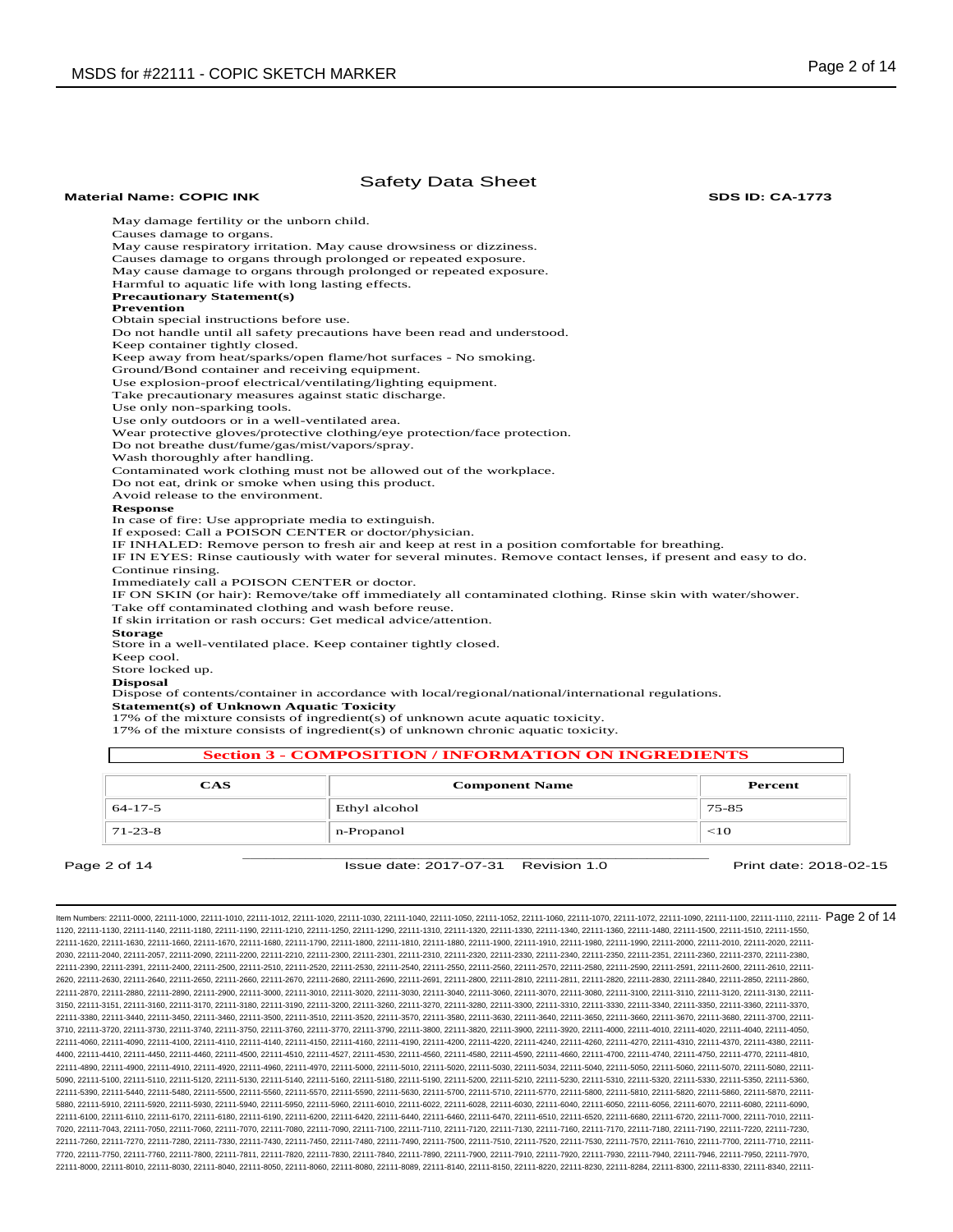## Safety Data Sheet

**Material Name: COPIC INK** **SDS ID: CA-1773**

May damage fertility or the unborn child.
Causes damage to organs.
May cause respiratory irritation. May cause drowsiness or dizziness.
Causes damage to organs through prolonged or repeated exposure.
May cause damage to organs through prolonged or repeated exposure.
Harmful to aquatic life with long lasting effects.

**Precautionary Statement(s)**

**Prevention**

Obtain special instructions before use.
Do not handle until all safety precautions have been read and understood.
Keep container tightly closed.
Keep away from heat/sparks/open flame/hot surfaces - No smoking.
Ground/Bond container and receiving equipment.
Use explosion-proof electrical/ventilating/lighting equipment.
Take precautionary measures against static discharge.
Use only non-sparking tools.
Use only outdoors or in a well-ventilated area.
Wear protective gloves/protective clothing/eye protection/face protection.
Do not breathe dust/fume/gas/mist/vapors/spray.
Wash thoroughly after handling.
Contaminated work clothing must not be allowed out of the workplace.
Do not eat, drink or smoke when using this product.
Avoid release to the environment.

**Response**

In case of fire: Use appropriate media to extinguish.
If exposed: Call a POISON CENTER or doctor/physician.
IF INHALED: Remove person to fresh air and keep at rest in a position comfortable for breathing.
IF IN EYES: Rinse cautiously with water for several minutes. Remove contact lenses, if present and easy to do. Continue rinsing.
Immediately call a POISON CENTER or doctor.
IF ON SKIN (or hair): Remove/take off immediately all contaminated clothing. Rinse skin with water/shower.
Take off contaminated clothing and wash before reuse.
If skin irritation or rash occurs: Get medical advice/attention.

**Storage**

Store in a well-ventilated place. Keep container tightly closed.
Keep cool.
Store locked up.

**Disposal**

Dispose of contents/container in accordance with local/regional/national/international regulations.

**Statement(s) of Unknown Aquatic Toxicity**

17% of the mixture consists of ingredient(s) of unknown acute aquatic toxicity.
17% of the mixture consists of ingredient(s) of unknown chronic aquatic toxicity.

## Section 3 - COMPOSITION / INFORMATION ON INGREDIENTS

| CAS | Component Name | Percent |
|---|---|---|
| 64-17-5 | Ethyl alcohol | 75-85 |
| 71-23-8 | n-Propanol | <10 |

Issue date: 2017-07-31 Revision 1.0 Print date: 2018-02-15

Item Numbers: 22111-0000, 22111-1000, 22111-1010, 22111-1012, 22111-1020, 22111-1030, 22111-1040, 22111-1050, 22111-1052, 22111-1060, 22111-1070, 22111-1072, 22111-1090, 22111-1100, 22111-1110, 22111-1120, 22111-1130, 22111-1140, 22111-1180, 22111-1190, 22111-1210, 22111-1250, 22111-1290, 22111-1310, 22111-1320, 22111-1330, 22111-1340, 22111-1360, 22111-1480, 22111-1500, 22111-1510, 22111-1550, 22111-1620, 22111-1630, 22111-1660, 22111-1670, 22111-1680, 22111-1790, 22111-1800, 22111-1810, 22111-1880, 22111-1900, 22111-1910, 22111-1980, 22111-1990, 22111-2000, 22111-2010, 22111-2020, 22111-2030, 22111-2040, 22111-2057, 22111-2090, 22111-2200, 22111-2210, 22111-2300, 22111-2301, 22111-2310, 22111-2320, 22111-2330, 22111-2340, 22111-2350, 22111-2351, 22111-2360, 22111-2370, 22111-2380, 22111-2390, 22111-2391, 22111-2400, 22111-2500, 22111-2510, 22111-2520, 22111-2530, 22111-2540, 22111-2550, 22111-2560, 22111-2570, 22111-2580, 22111-2590, 22111-2591, 22111-2600, 22111-2610, 22111-2620, 22111-2630, 22111-2640, 22111-2650, 22111-2660, 22111-2670, 22111-2680, 22111-2690, 22111-2691, 22111-2800, 22111-2810, 22111-2811, 22111-2820, 22111-2830, 22111-2840, 22111-2850, 22111-2860, 22111-2870, 22111-2880, 22111-2890, 22111-2900, 22111-3000, 22111-3010, 22111-3020, 22111-3030, 22111-3040, 22111-3060, 22111-3070, 22111-3080, 22111-3100, 22111-3110, 22111-3120, 22111-3130, 22111-3150, 22111-3151, 22111-3160, 22111-3170, 22111-3180, 22111-3190, 22111-3200, 22111-3260, 22111-3270, 22111-3280, 22111-3300, 22111-3310, 22111-3330, 22111-3340, 22111-3350, 22111-3360, 22111-3370, 22111-3380, 22111-3440, 22111-3450, 22111-3460, 22111-3500, 22111-3510, 22111-3520, 22111-3570, 22111-3580, 22111-3630, 22111-3640, 22111-3650, 22111-3660, 22111-3670, 22111-3680, 22111-3700, 22111-3710, 22111-3720, 22111-3730, 22111-3740, 22111-3750, 22111-3760, 22111-3770, 22111-3790, 22111-3800, 22111-3820, 22111-3900, 22111-3920, 22111-4000, 22111-4010, 22111-4020, 22111-4040, 22111-4050, 22111-4060, 22111-4090, 22111-4100, 22111-4110, 22111-4140, 22111-4150, 22111-4160, 22111-4190, 22111-4200, 22111-4220, 22111-4240, 22111-4260, 22111-4270, 22111-4310, 22111-4370, 22111-4380, 22111-4400, 22111-4410, 22111-4450, 22111-4460, 22111-4500, 22111-4510, 22111-4527, 22111-4530, 22111-4560, 22111-4580, 22111-4590, 22111-4660, 22111-4700, 22111-4740, 22111-4750, 22111-4770, 22111-4810, 22111-4890, 22111-4900, 22111-4910, 22111-4920, 22111-4960, 22111-4970, 22111-5000, 22111-5010, 22111-5020, 22111-5030, 22111-5034, 22111-5040, 22111-5050, 22111-5060, 22111-5070, 22111-5080, 22111-5090, 22111-5100, 22111-5110, 22111-5120, 22111-5130, 22111-5140, 22111-5160, 22111-5180, 22111-5190, 22111-5200, 22111-5210, 22111-5230, 22111-5310, 22111-5320, 22111-5330, 22111-5350, 22111-5360, 22111-5390, 22111-5440, 22111-5480, 22111-5500, 22111-5560, 22111-5570, 22111-5590, 22111-5630, 22111-5700, 22111-5710, 22111-5770, 22111-5800, 22111-5810, 22111-5820, 22111-5860, 22111-5870, 22111-5880, 22111-5910, 22111-5920, 22111-5930, 22111-5940, 22111-5950, 22111-5960, 22111-6010, 22111-6022, 22111-6028, 22111-6030, 22111-6040, 22111-6050, 22111-6056, 22111-6070, 22111-6080, 22111-6090, 22111-6100, 22111-6110, 22111-6170, 22111-6180, 22111-6190, 22111-6200, 22111-6420, 22111-6440, 22111-6460, 22111-6470, 22111-6510, 22111-6520, 22111-6680, 22111-6720, 22111-7000, 22111-7010, 22111-7020, 22111-7043, 22111-7050, 22111-7060, 22111-7070, 22111-7080, 22111-7090, 22111-7100, 22111-7110, 22111-7120, 22111-7130, 22111-7160, 22111-7170, 22111-7180, 22111-7190, 22111-7220, 22111-7230, 22111-7260, 22111-7270, 22111-7280, 22111-7330, 22111-7430, 22111-7450, 22111-7480, 22111-7490, 22111-7500, 22111-7510, 22111-7520, 22111-7530, 22111-7570, 22111-7610, 22111-7700, 22111-7710, 22111-7720, 22111-7750, 22111-7760, 22111-7800, 22111-7811, 22111-7820, 22111-7830, 22111-7840, 22111-7890, 22111-7900, 22111-7910, 22111-7920, 22111-7930, 22111-7940, 22111-7946, 22111-7950, 22111-7970, 22111-8000, 22111-8010, 22111-8030, 22111-8040, 22111-8050, 22111-8060, 22111-8080, 22111-8089, 22111-8140, 22111-8150, 22111-8220, 22111-8230, 22111-8284, 22111-8300, 22111-8330, 22111-8340, 22111-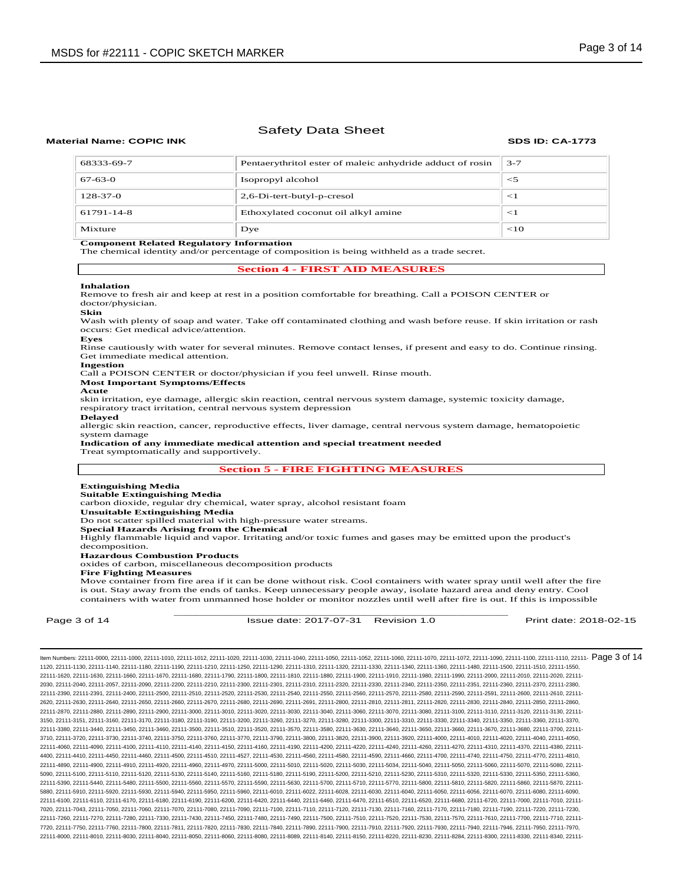| 68333-69-7 | Pentaerythritol ester of maleic anhydride adduct of rosin | 3-7 |
|---|---|---|
| 67-63-0 | Isopropyl alcohol | <5 |
| 128-37-0 | 2,6-Di-tert-butyl-p-cresol | <1 |
| 61791-14-8 | Ethoxylated coconut oil alkyl amine | <1 |
| Mixture | Dye | <10 |

**Component Related Regulatory Information**

The chemical identity and/or percentage of composition is being withheld as a trade secret.

## Section 4 - FIRST AID MEASURES

**Inhalation**

Remove to fresh air and keep at rest in a position comfortable for breathing. Call a POISON CENTER or doctor/physician.

**Skin**

Wash with plenty of soap and water. Take off contaminated clothing and wash before reuse. If skin irritation or rash occurs: Get medical advice/attention.

**Eyes**

Rinse cautiously with water for several minutes. Remove contact lenses, if present and easy to do. Continue rinsing. Get immediate medical attention.

**Ingestion**

Call a POISON CENTER or doctor/physician if you feel unwell. Rinse mouth.

**Most Important Symptoms/Effects**

**Acute**

skin irritation, eye damage, allergic skin reaction, central nervous system damage, systemic toxicity damage, respiratory tract irritation, central nervous system depression

**Delayed**

allergic skin reaction, cancer, reproductive effects, liver damage, central nervous system damage, hematopoietic system damage

**Indication of any immediate medical attention and special treatment needed**

Treat symptomatically and supportively.

## Section 5 - FIRE FIGHTING MEASURES

**Extinguishing Media**

**Suitable Extinguishing Media**

carbon dioxide, regular dry chemical, water spray, alcohol resistant foam

**Unsuitable Extinguishing Media**

Do not scatter spilled material with high-pressure water streams.

**Special Hazards Arising from the Chemical**

Highly flammable liquid and vapor. Irritating and/or toxic fumes and gases may be emitted upon the product's decomposition.

**Hazardous Combustion Products**

oxides of carbon, miscellaneous decomposition products

**Fire Fighting Measures**

Move container from fire area if it can be done without risk. Cool containers with water spray until well after the fire is out. Stay away from the ends of tanks. Keep unnecessary people away, isolate hazard area and deny entry. Cool containers with water from unmanned hose holder or monitor nozzles until well after fire is out. If this is impossible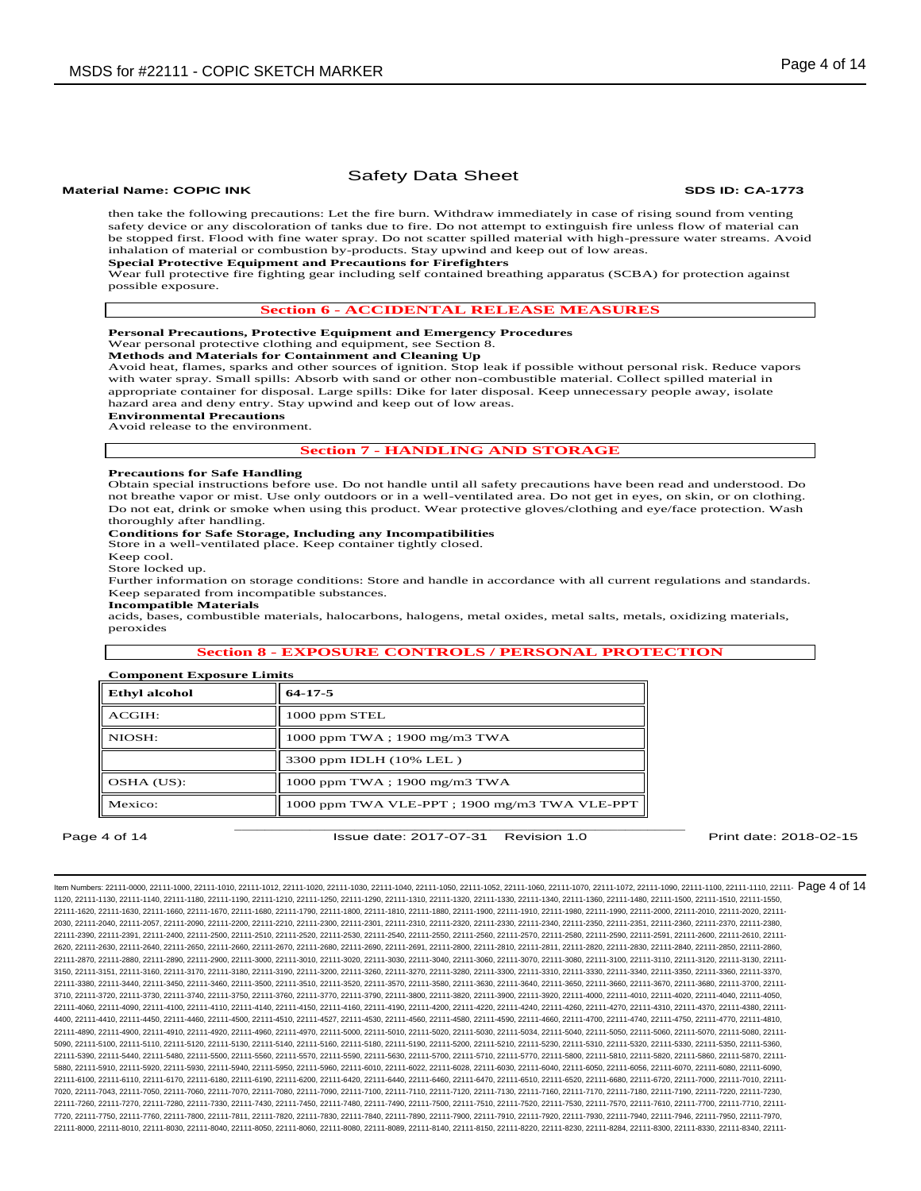# Safety Data Sheet

**Material Name: COPIC INK** **SDS ID: CA-1773**

then take the following precautions: Let the fire burn. Withdraw immediately in case of rising sound from venting safety device or any discoloration of tanks due to fire. Do not attempt to extinguish fire unless flow of material can be stopped first. Flood with fine water spray. Do not scatter spilled material with high-pressure water streams. Avoid inhalation of material or combustion by-products. Stay upwind and keep out of low areas.

**Special Protective Equipment and Precautions for Firefighters**

Wear full protective fire fighting gear including self contained breathing apparatus (SCBA) for protection against possible exposure.

## Section 6 - ACCIDENTAL RELEASE MEASURES

**Personal Precautions, Protective Equipment and Emergency Procedures**

Wear personal protective clothing and equipment, see Section 8.

**Methods and Materials for Containment and Cleaning Up**

Avoid heat, flames, sparks and other sources of ignition. Stop leak if possible without personal risk. Reduce vapors with water spray. Small spills: Absorb with sand or other non-combustible material. Collect spilled material in appropriate container for disposal. Large spills: Dike for later disposal. Keep unnecessary people away, isolate hazard area and deny entry. Stay upwind and keep out of low areas.

**Environmental Precautions**

Avoid release to the environment.

## Section 7 - HANDLING AND STORAGE

**Precautions for Safe Handling**

Obtain special instructions before use. Do not handle until all safety precautions have been read and understood. Do not breathe vapor or mist. Use only outdoors or in a well-ventilated area. Do not get in eyes, on skin, or on clothing. Do not eat, drink or smoke when using this product. Wear protective gloves/clothing and eye/face protection. Wash thoroughly after handling.

**Conditions for Safe Storage, Including any Incompatibilities**

Store in a well-ventilated place. Keep container tightly closed.

Keep cool.

Store locked up.

Further information on storage conditions: Store and handle in accordance with all current regulations and standards. Keep separated from incompatible substances.

**Incompatible Materials**

acids, bases, combustible materials, halocarbons, halogens, metal oxides, metal salts, metals, oxidizing materials, peroxides

## Section 8 - EXPOSURE CONTROLS / PERSONAL PROTECTION

**Component Exposure Limits**

| Ethyl alcohol | 64-17-5 |
|---|---|
| ACGIH: | 1000 ppm STEL |
| NIOSH: | 1000 ppm TWA ; 1900 mg/m3 TWA |
| | 3300 ppm IDLH (10% LEL ) |
| OSHA (US): | 1000 ppm TWA ; 1900 mg/m3 TWA |
| Mexico: | 1000 ppm TWA VLE-PPT ; 1900 mg/m3 TWA VLE-PPT |

Issue date: 2017-07-31 Revision 1.0 Print date: 2018-02-15

Item Numbers: 22111-0000, 22111-1000, 22111-1010, 22111-1012, 22111-1020, 22111-1030, 22111-1040, 22111-1050, 22111-1052, 22111-1060, 22111-1070, 22111-1072, 22111-1090, 22111-1100, 22111-1110, 22111-1120, 22111-1130, 22111-1140, 22111-1180, 22111-1190, 22111-1210, 22111-1250, 22111-1290, 22111-1310, 22111-1320, 22111-1330, 22111-1340, 22111-1360, 22111-1480, 22111-1500, 22111-1510, 22111-1550, 22111-1620, 22111-1630, 22111-1660, 22111-1670, 22111-1680, 22111-1790, 22111-1800, 22111-1810, 22111-1880, 22111-1900, 22111-1910, 22111-1980, 22111-1990, 22111-2000, 22111-2010, 22111-2020, 22111-2030, 22111-2040, 22111-2057, 22111-2090, 22111-2200, 22111-2210, 22111-2300, 22111-2301, 22111-2310, 22111-2320, 22111-2330, 22111-2340, 22111-2350, 22111-2351, 22111-2360, 22111-2370, 22111-2380, 22111-2390, 22111-2391, 22111-2400, 22111-2500, 22111-2510, 22111-2520, 22111-2530, 22111-2540, 22111-2550, 22111-2560, 22111-2570, 22111-2580, 22111-2590, 22111-2591, 22111-2600, 22111-2610, 22111-2620, 22111-2630, 22111-2640, 22111-2650, 22111-2660, 22111-2670, 22111-2680, 22111-2690, 22111-2691, 22111-2800, 22111-2810, 22111-2811, 22111-2820, 22111-2830, 22111-2840, 22111-2850, 22111-2860, 22111-2870, 22111-2880, 22111-2890, 22111-2900, 22111-3000, 22111-3010, 22111-3020, 22111-3030, 22111-3040, 22111-3060, 22111-3070, 22111-3080, 22111-3100, 22111-3110, 22111-3120, 22111-3130, 22111-3150, 22111-3151, 22111-3160, 22111-3170, 22111-3180, 22111-3190, 22111-3200, 22111-3260, 22111-3270, 22111-3280, 22111-3300, 22111-3310, 22111-3330, 22111-3340, 22111-3350, 22111-3360, 22111-3370, 22111-3380, 22111-3440, 22111-3450, 22111-3460, 22111-3500, 22111-3510, 22111-3520, 22111-3570, 22111-3580, 22111-3630, 22111-3640, 22111-3650, 22111-3660, 22111-3670, 22111-3680, 22111-3700, 22111-3710, 22111-3720, 22111-3730, 22111-3740, 22111-3750, 22111-3760, 22111-3770, 22111-3790, 22111-3800, 22111-3820, 22111-3900, 22111-3920, 22111-4000, 22111-4010, 22111-4020, 22111-4040, 22111-4050, 22111-4060, 22111-4090, 22111-4100, 22111-4110, 22111-4140, 22111-4150, 22111-4160, 22111-4190, 22111-4200, 22111-4220, 22111-4240, 22111-4260, 22111-4270, 22111-4310, 22111-4370, 22111-4380, 22111-4400, 22111-4410, 22111-4450, 22111-4460, 22111-4500, 22111-4510, 22111-4527, 22111-4530, 22111-4560, 22111-4580, 22111-4590, 22111-4660, 22111-4700, 22111-4740, 22111-4750, 22111-4770, 22111-4810, 22111-4890, 22111-4900, 22111-4910, 22111-4920, 22111-4960, 22111-4970, 22111-5000, 22111-5010, 22111-5020, 22111-5030, 22111-5034, 22111-5040, 22111-5050, 22111-5060, 22111-5070, 22111-5080, 22111-5090, 22111-5100, 22111-5110, 22111-5120, 22111-5130, 22111-5140, 22111-5160, 22111-5180, 22111-5190, 22111-5200, 22111-5210, 22111-5230, 22111-5310, 22111-5320, 22111-5330, 22111-5350, 22111-5360, 22111-5390, 22111-5440, 22111-5480, 22111-5500, 22111-5560, 22111-5570, 22111-5590, 22111-5630, 22111-5700, 22111-5710, 22111-5770, 22111-5800, 22111-5810, 22111-5820, 22111-5860, 22111-5870, 22111-5880, 22111-5910, 22111-5920, 22111-5930, 22111-5940, 22111-5950, 22111-5960, 22111-6010, 22111-6022, 22111-6028, 22111-6030, 22111-6040, 22111-6050, 22111-6056, 22111-6070, 22111-6080, 22111-6090, 22111-6100, 22111-6110, 22111-6170, 22111-6180, 22111-6190, 22111-6200, 22111-6420, 22111-6440, 22111-6460, 22111-6470, 22111-6510, 22111-6520, 22111-6680, 22111-6720, 22111-7000, 22111-7010, 22111-7020, 22111-7043, 22111-7050, 22111-7060, 22111-7070, 22111-7080, 22111-7090, 22111-7100, 22111-7110, 22111-7120, 22111-7130, 22111-7160, 22111-7170, 22111-7180, 22111-7190, 22111-7220, 22111-7230, 22111-7260, 22111-7270, 22111-7280, 22111-7330, 22111-7430, 22111-7450, 22111-7480, 22111-7490, 22111-7500, 22111-7510, 22111-7520, 22111-7530, 22111-7570, 22111-7610, 22111-7700, 22111-7710, 22111-7720, 22111-7750, 22111-7760, 22111-7800, 22111-7811, 22111-7820, 22111-7830, 22111-7840, 22111-7890, 22111-7900, 22111-7910, 22111-7920, 22111-7930, 22111-7940, 22111-7946, 22111-7950, 22111-7970, 22111-8000, 22111-8010, 22111-8030, 22111-8040, 22111-8050, 22111-8060, 22111-8080, 22111-8089, 22111-8140, 22111-8150, 22111-8220, 22111-8230, 22111-8284, 22111-8300, 22111-8330, 22111-8340, 22111-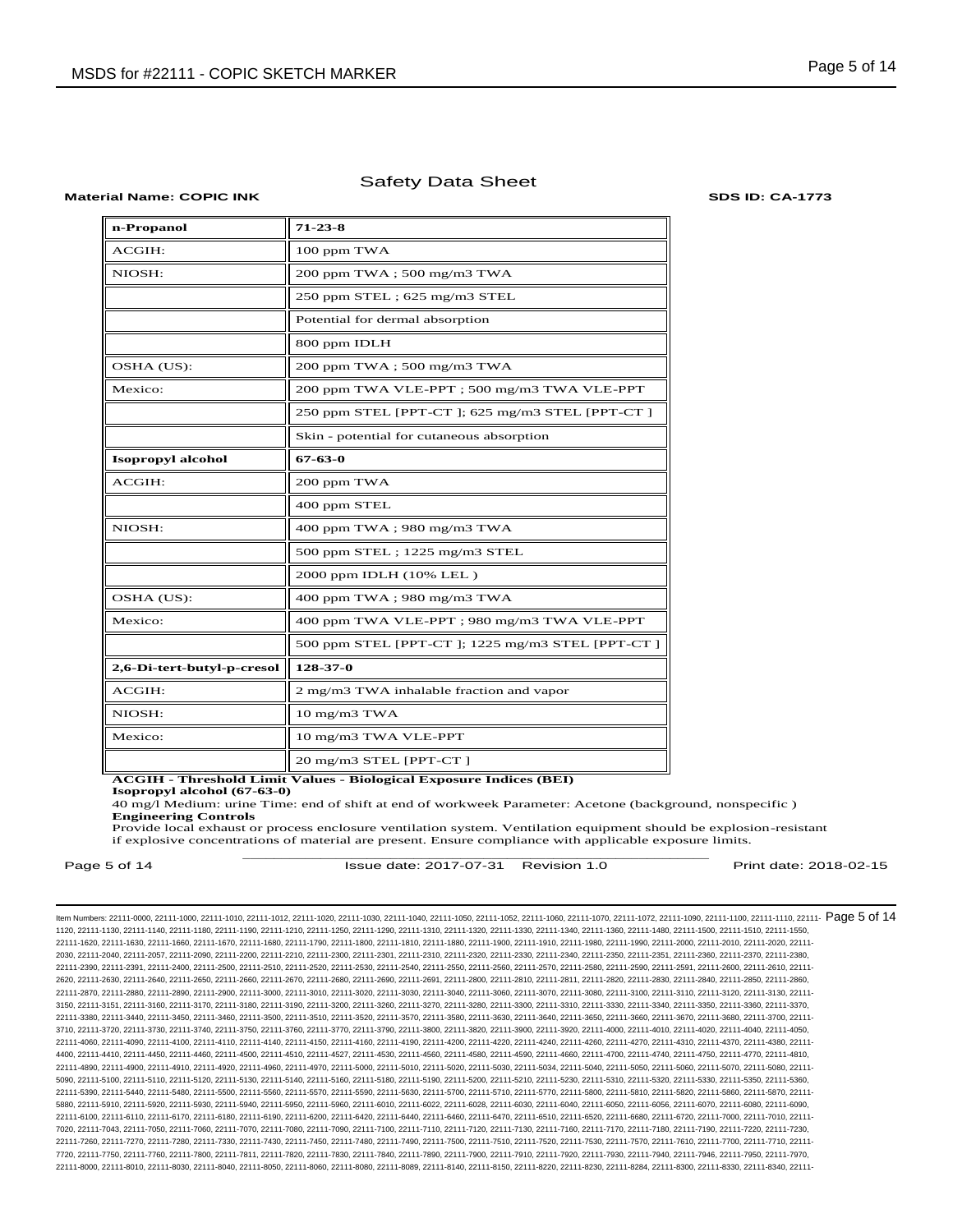| n-Propanol | 71-23-8 |
|---|---|
| ACGIH: | 100 ppm TWA |
| NIOSH: | 200 ppm TWA ; 500 mg/m3 TWA |
| | 250 ppm STEL ; 625 mg/m3 STEL |
| | Potential for dermal absorption |
| | 800 ppm IDLH |
| OSHA (US): | 200 ppm TWA ; 500 mg/m3 TWA |
| Mexico: | 200 ppm TWA VLE-PPT ; 500 mg/m3 TWA VLE-PPT |
| | 250 ppm STEL [PPT-CT ]; 625 mg/m3 STEL [PPT-CT ] |
| | Skin - potential for cutaneous absorption |
| **Isopropyl alcohol** | **67-63-0** |
| ACGIH: | 200 ppm TWA |
| | 400 ppm STEL |
| NIOSH: | 400 ppm TWA ; 980 mg/m3 TWA |
| | 500 ppm STEL ; 1225 mg/m3 STEL |
| | 2000 ppm IDLH (10% LEL ) |
| OSHA (US): | 400 ppm TWA ; 980 mg/m3 TWA |
| Mexico: | 400 ppm TWA VLE-PPT ; 980 mg/m3 TWA VLE-PPT |
| | 500 ppm STEL [PPT-CT ]; 1225 mg/m3 STEL [PPT-CT ] |
| **2,6-Di-tert-butyl-p-cresol** | **128-37-0** |
| ACGIH: | 2 mg/m3 TWA inhalable fraction and vapor |
| NIOSH: | 10 mg/m3 TWA |
| Mexico: | 10 mg/m3 TWA VLE-PPT |
| | 20 mg/m3 STEL [PPT-CT ] |

**ACGIH - Threshold Limit Values - Biological Exposure Indices (BEI)**

**Isopropyl alcohol (67-63-0)**

40 mg/l Medium: urine Time: end of shift at end of workweek Parameter: Acetone (background, nonspecific )

**Engineering Controls**

Provide local exhaust or process enclosure ventilation system. Ventilation equipment should be explosion-resistant if explosive concentrations of material are present. Ensure compliance with applicable exposure limits.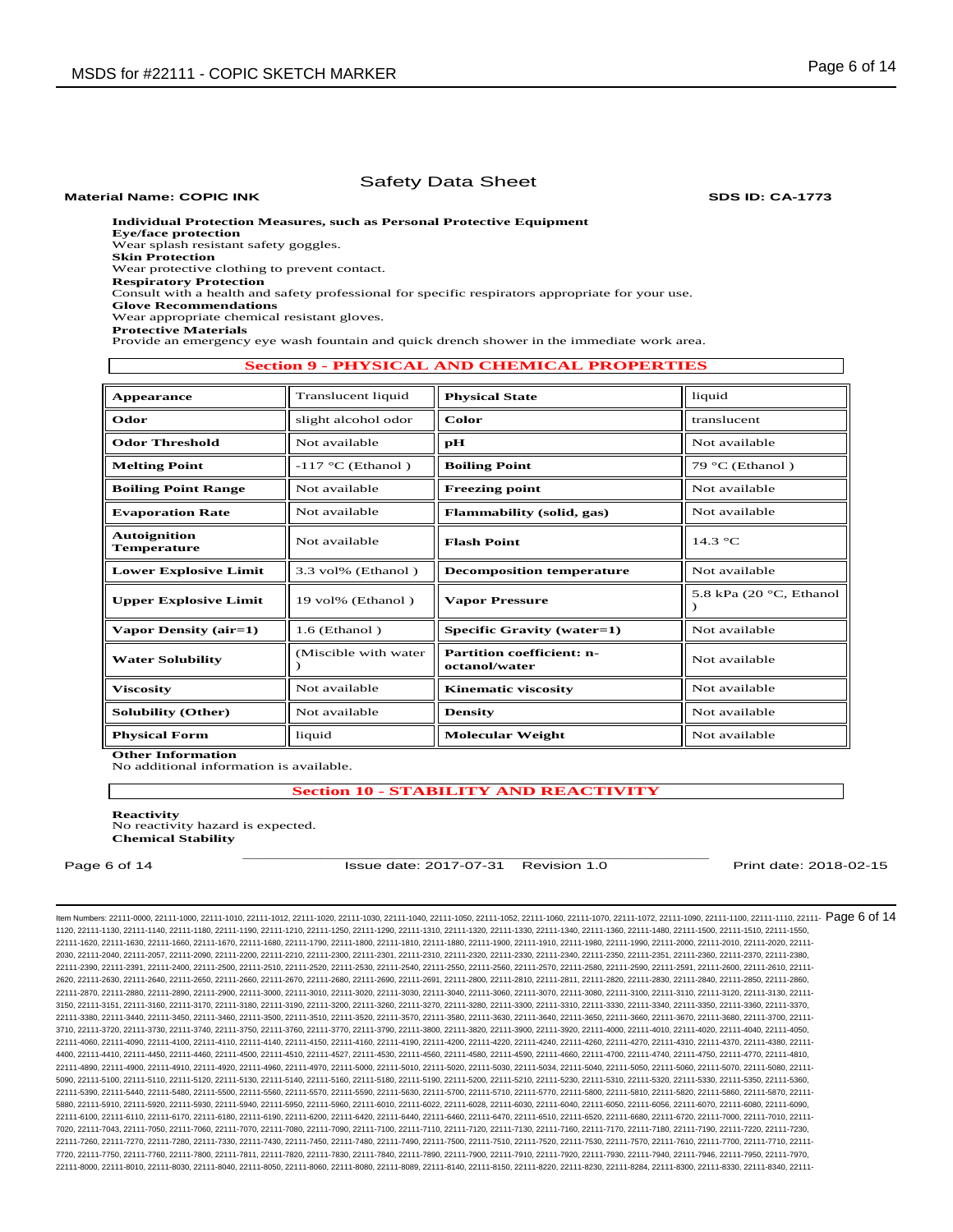Safety Data Sheet

**Material Name: COPIC INK** **SDS ID: CA-1773**

**Individual Protection Measures, such as Personal Protective Equipment**

**Eye/face protection**

Wear splash resistant safety goggles.

**Skin Protection**

Wear protective clothing to prevent contact.

**Respiratory Protection**

Consult with a health and safety professional for specific respirators appropriate for your use.

**Glove Recommendations**

Wear appropriate chemical resistant gloves.

**Protective Materials**

Provide an emergency eye wash fountain and quick drench shower in the immediate work area.

## Section 9 - PHYSICAL AND CHEMICAL PROPERTIES

| | | | |
|---|---|---|---|
| **Appearance** | Translucent liquid | **Physical State** | liquid |
| **Odor** | slight alcohol odor | **Color** | translucent |
| **Odor Threshold** | Not available | **pH** | Not available |
| **Melting Point** | -117 °C (Ethanol ) | **Boiling Point** | 79 °C (Ethanol ) |
| **Boiling Point Range** | Not available | **Freezing point** | Not available |
| **Evaporation Rate** | Not available | **Flammability (solid, gas)** | Not available |
| **Autoignition Temperature** | Not available | **Flash Point** | 14.3 °C |
| **Lower Explosive Limit** | 3.3 vol% (Ethanol ) | **Decomposition temperature** | Not available |
| **Upper Explosive Limit** | 19 vol% (Ethanol ) | **Vapor Pressure** | 5.8 kPa (20 °C, Ethanol ) |
| **Vapor Density (air=1)** | 1.6 (Ethanol ) | **Specific Gravity (water=1)** | Not available |
| **Water Solubility** | (Miscible with water ) | **Partition coefficient: n-octanol/water** | Not available |
| **Viscosity** | Not available | **Kinematic viscosity** | Not available |
| **Solubility (Other)** | Not available | **Density** | Not available |
| **Physical Form** | liquid | **Molecular Weight** | Not available |

**Other Information**

No additional information is available.

## Section 10 - STABILITY AND REACTIVITY

**Reactivity**

No reactivity hazard is expected.

**Chemical Stability**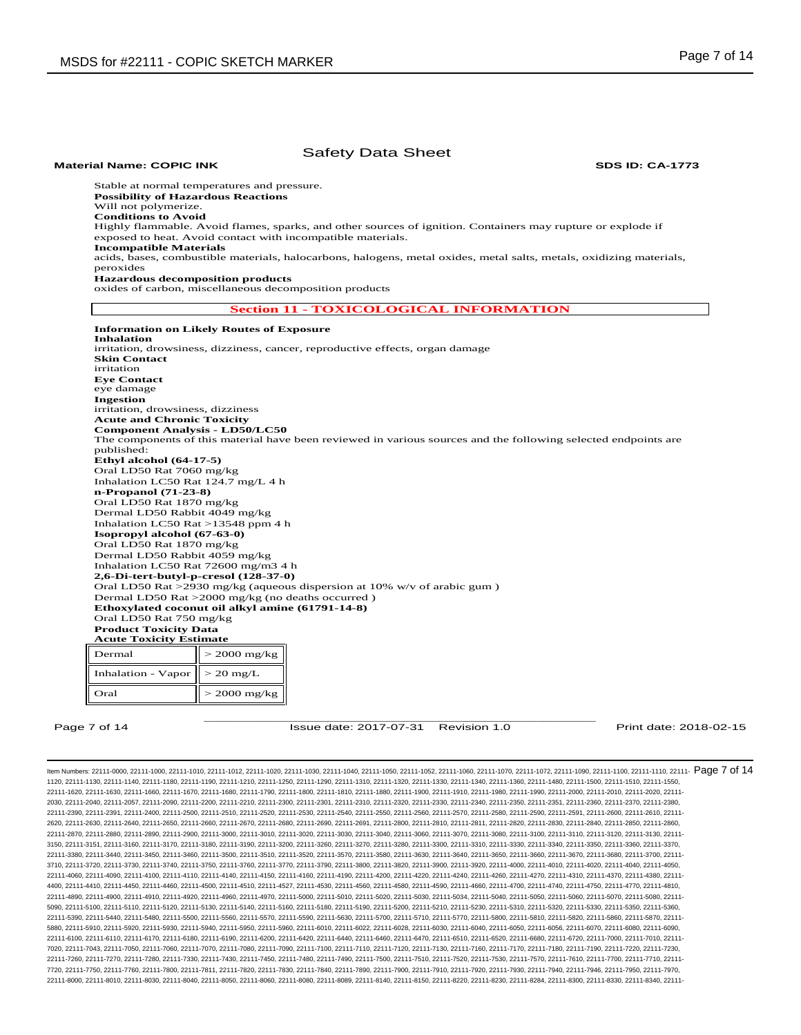Safety Data Sheet

**Material Name: COPIC INK** **SDS ID: CA-1773**

Stable at normal temperatures and pressure.

**Possibility of Hazardous Reactions**

Will not polymerize.

**Conditions to Avoid**

Highly flammable. Avoid flames, sparks, and other sources of ignition. Containers may rupture or explode if exposed to heat. Avoid contact with incompatible materials.

**Incompatible Materials**

acids, bases, combustible materials, halocarbons, halogens, metal oxides, metal salts, metals, oxidizing materials, peroxides

**Hazardous decomposition products**

oxides of carbon, miscellaneous decomposition products

## Section 11 - TOXICOLOGICAL INFORMATION

**Information on Likely Routes of Exposure**

**Inhalation**

irritation, drowsiness, dizziness, cancer, reproductive effects, organ damage

**Skin Contact**

irritation

**Eye Contact**

eye damage

**Ingestion**

irritation, drowsiness, dizziness

**Acute and Chronic Toxicity**

**Component Analysis - LD50/LC50**

The components of this material have been reviewed in various sources and the following selected endpoints are published:

**Ethyl alcohol (64-17-5)**

Oral LD50 Rat 7060 mg/kg

Inhalation LC50 Rat 124.7 mg/L 4 h

**n-Propanol (71-23-8)**

Oral LD50 Rat 1870 mg/kg

Dermal LD50 Rabbit 4049 mg/kg

Inhalation LC50 Rat >13548 ppm 4 h

**Isopropyl alcohol (67-63-0)**

Oral LD50 Rat 1870 mg/kg

Dermal LD50 Rabbit 4059 mg/kg

Inhalation LC50 Rat 72600 mg/m3 4 h

**2,6-Di-tert-butyl-p-cresol (128-37-0)**

Oral LD50 Rat >2930 mg/kg (aqueous dispersion at 10% w/v of arabic gum )

Dermal LD50 Rat >2000 mg/kg (no deaths occurred )

**Ethoxylated coconut oil alkyl amine (61791-14-8)**

Oral LD50 Rat 750 mg/kg

**Product Toxicity Data**

**Acute Toxicity Estimate**

| Route | Estimate |
|---|---|
| Dermal | > 2000 mg/kg |
| Inhalation - Vapor | > 20 mg/L |
| Oral | > 2000 mg/kg |

Issue date: 2017-07-31 Revision 1.0 Print date: 2018-02-15

Item Numbers: 22111-0000, 22111-1000, 22111-1010, 22111-1012, 22111-1020, 22111-1030, 22111-1040, 22111-1050, 22111-1052, 22111-1060, 22111-1070, 22111-1072, 22111-1090, 22111-1100, 22111-1110, 22111-1120, 22111-1130, 22111-1140, 22111-1180, 22111-1190, 22111-1210, 22111-1250, 22111-1290, 22111-1310, 22111-1320, 22111-1330, 22111-1340, 22111-1360, 22111-1480, 22111-1500, 22111-1510, 22111-1550, 22111-1620, 22111-1630, 22111-1660, 22111-1670, 22111-1680, 22111-1790, 22111-1800, 22111-1810, 22111-1880, 22111-1900, 22111-1910, 22111-1980, 22111-1990, 22111-2000, 22111-2010, 22111-2020, 22111-2030, 22111-2040, 22111-2057, 22111-2090, 22111-2200, 22111-2210, 22111-2300, 22111-2301, 22111-2310, 22111-2320, 22111-2330, 22111-2340, 22111-2350, 22111-2351, 22111-2360, 22111-2370, 22111-2380, 22111-2390, 22111-2391, 22111-2400, 22111-2500, 22111-2510, 22111-2520, 22111-2530, 22111-2540, 22111-2550, 22111-2560, 22111-2570, 22111-2580, 22111-2590, 22111-2591, 22111-2600, 22111-2610, 22111-2620, 22111-2630, 22111-2640, 22111-2650, 22111-2660, 22111-2670, 22111-2680, 22111-2690, 22111-2691, 22111-2800, 22111-2810, 22111-2811, 22111-2820, 22111-2830, 22111-2840, 22111-2850, 22111-2860, 22111-2870, 22111-2880, 22111-2890, 22111-2900, 22111-3000, 22111-3010, 22111-3020, 22111-3030, 22111-3040, 22111-3060, 22111-3070, 22111-3080, 22111-3100, 22111-3110, 22111-3120, 22111-3130, 22111-3150, 22111-3151, 22111-3160, 22111-3170, 22111-3180, 22111-3190, 22111-3200, 22111-3260, 22111-3270, 22111-3280, 22111-3300, 22111-3310, 22111-3330, 22111-3340, 22111-3350, 22111-3360, 22111-3370, 22111-3380, 22111-3440, 22111-3450, 22111-3460, 22111-3500, 22111-3510, 22111-3520, 22111-3570, 22111-3580, 22111-3630, 22111-3640, 22111-3650, 22111-3660, 22111-3670, 22111-3680, 22111-3700, 22111-3710, 22111-3720, 22111-3730, 22111-3740, 22111-3750, 22111-3760, 22111-3770, 22111-3790, 22111-3800, 22111-3820, 22111-3900, 22111-3920, 22111-4000, 22111-4010, 22111-4020, 22111-4040, 22111-4050, 22111-4060, 22111-4090, 22111-4100, 22111-4110, 22111-4140, 22111-4150, 22111-4160, 22111-4190, 22111-4200, 22111-4220, 22111-4240, 22111-4260, 22111-4270, 22111-4310, 22111-4370, 22111-4380, 22111-4400, 22111-4410, 22111-4450, 22111-4460, 22111-4500, 22111-4510, 22111-4527, 22111-4530, 22111-4560, 22111-4580, 22111-4590, 22111-4660, 22111-4700, 22111-4740, 22111-4750, 22111-4770, 22111-4810, 22111-4890, 22111-4900, 22111-4910, 22111-4920, 22111-4960, 22111-4970, 22111-5000, 22111-5010, 22111-5020, 22111-5030, 22111-5034, 22111-5040, 22111-5050, 22111-5060, 22111-5070, 22111-5080, 22111-5090, 22111-5100, 22111-5110, 22111-5120, 22111-5130, 22111-5140, 22111-5160, 22111-5180, 22111-5190, 22111-5200, 22111-5210, 22111-5230, 22111-5310, 22111-5320, 22111-5330, 22111-5350, 22111-5360, 22111-5390, 22111-5440, 22111-5480, 22111-5500, 22111-5560, 22111-5570, 22111-5590, 22111-5630, 22111-5700, 22111-5710, 22111-5770, 22111-5800, 22111-5810, 22111-5820, 22111-5860, 22111-5870, 22111-5880, 22111-5910, 22111-5920, 22111-5930, 22111-5940, 22111-5950, 22111-5960, 22111-6010, 22111-6022, 22111-6028, 22111-6030, 22111-6040, 22111-6050, 22111-6056, 22111-6070, 22111-6080, 22111-6090, 22111-6100, 22111-6110, 22111-6170, 22111-6180, 22111-6190, 22111-6200, 22111-6420, 22111-6440, 22111-6460, 22111-6470, 22111-6510, 22111-6520, 22111-6680, 22111-6720, 22111-7000, 22111-7010, 22111-7020, 22111-7043, 22111-7050, 22111-7060, 22111-7070, 22111-7080, 22111-7090, 22111-7100, 22111-7110, 22111-7120, 22111-7130, 22111-7160, 22111-7170, 22111-7180, 22111-7190, 22111-7220, 22111-7230, 22111-7260, 22111-7270, 22111-7280, 22111-7330, 22111-7430, 22111-7450, 22111-7480, 22111-7490, 22111-7500, 22111-7510, 22111-7520, 22111-7530, 22111-7570, 22111-7610, 22111-7700, 22111-7710, 22111-7720, 22111-7750, 22111-7760, 22111-7800, 22111-7811, 22111-7820, 22111-7830, 22111-7840, 22111-7890, 22111-7900, 22111-7910, 22111-7920, 22111-7930, 22111-7940, 22111-7946, 22111-7950, 22111-7970, 22111-8000, 22111-8010, 22111-8030, 22111-8040, 22111-8050, 22111-8060, 22111-8080, 22111-8089, 22111-8140, 22111-8150, 22111-8220, 22111-8230, 22111-8284, 22111-8300, 22111-8330, 22111-8340, 22111-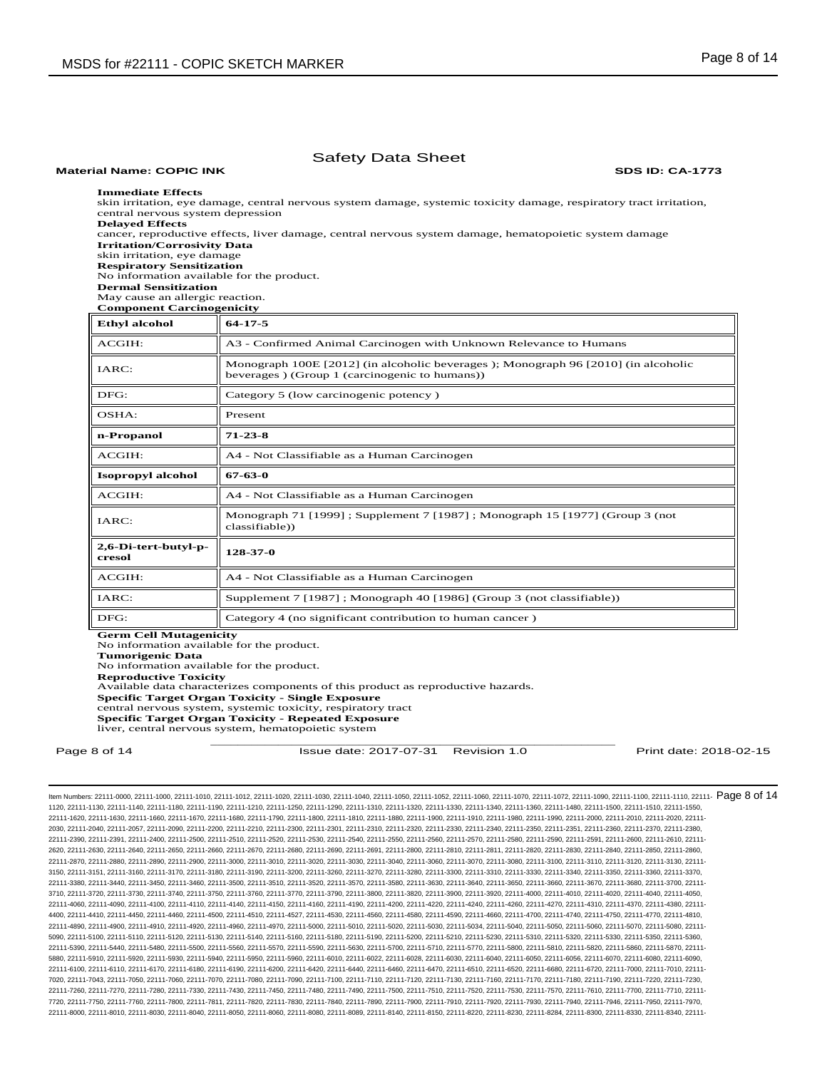**Immediate Effects**
skin irritation, eye damage, central nervous system damage, systemic toxicity damage, respiratory tract irritation, central nervous system depression

**Delayed Effects**
cancer, reproductive effects, liver damage, central nervous system damage, hematopoietic system damage

**Irritation/Corrosivity Data**
skin irritation, eye damage

**Respiratory Sensitization**
No information available for the product.

**Dermal Sensitization**
May cause an allergic reaction.

**Component Carcinogenicity**

| **Ethyl alcohol** | **64-17-5** |
|---|---|
| ACGIH: | A3 - Confirmed Animal Carcinogen with Unknown Relevance to Humans |
| IARC: | Monograph 100E [2012] (in alcoholic beverages ); Monograph 96 [2010] (in alcoholic beverages ) (Group 1 (carcinogenic to humans)) |
| DFG: | Category 5 (low carcinogenic potency ) |
| OSHA: | Present |
| **n-Propanol** | **71-23-8** |
| ACGIH: | A4 - Not Classifiable as a Human Carcinogen |
| **Isopropyl alcohol** | **67-63-0** |
| ACGIH: | A4 - Not Classifiable as a Human Carcinogen |
| IARC: | Monograph 71 [1999] ; Supplement 7 [1987] ; Monograph 15 [1977] (Group 3 (not classifiable)) |
| **2,6-Di-tert-butyl-p-cresol** | **128-37-0** |
| ACGIH: | A4 - Not Classifiable as a Human Carcinogen |
| IARC: | Supplement 7 [1987] ; Monograph 40 [1986] (Group 3 (not classifiable)) |
| DFG: | Category 4 (no significant contribution to human cancer ) |

**Germ Cell Mutagenicity**
No information available for the product.

**Tumorigenic Data**
No information available for the product.

**Reproductive Toxicity**
Available data characterizes components of this product as reproductive hazards.

**Specific Target Organ Toxicity - Single Exposure**
central nervous system, systemic toxicity, respiratory tract

**Specific Target Organ Toxicity - Repeated Exposure**
liver, central nervous system, hematopoietic system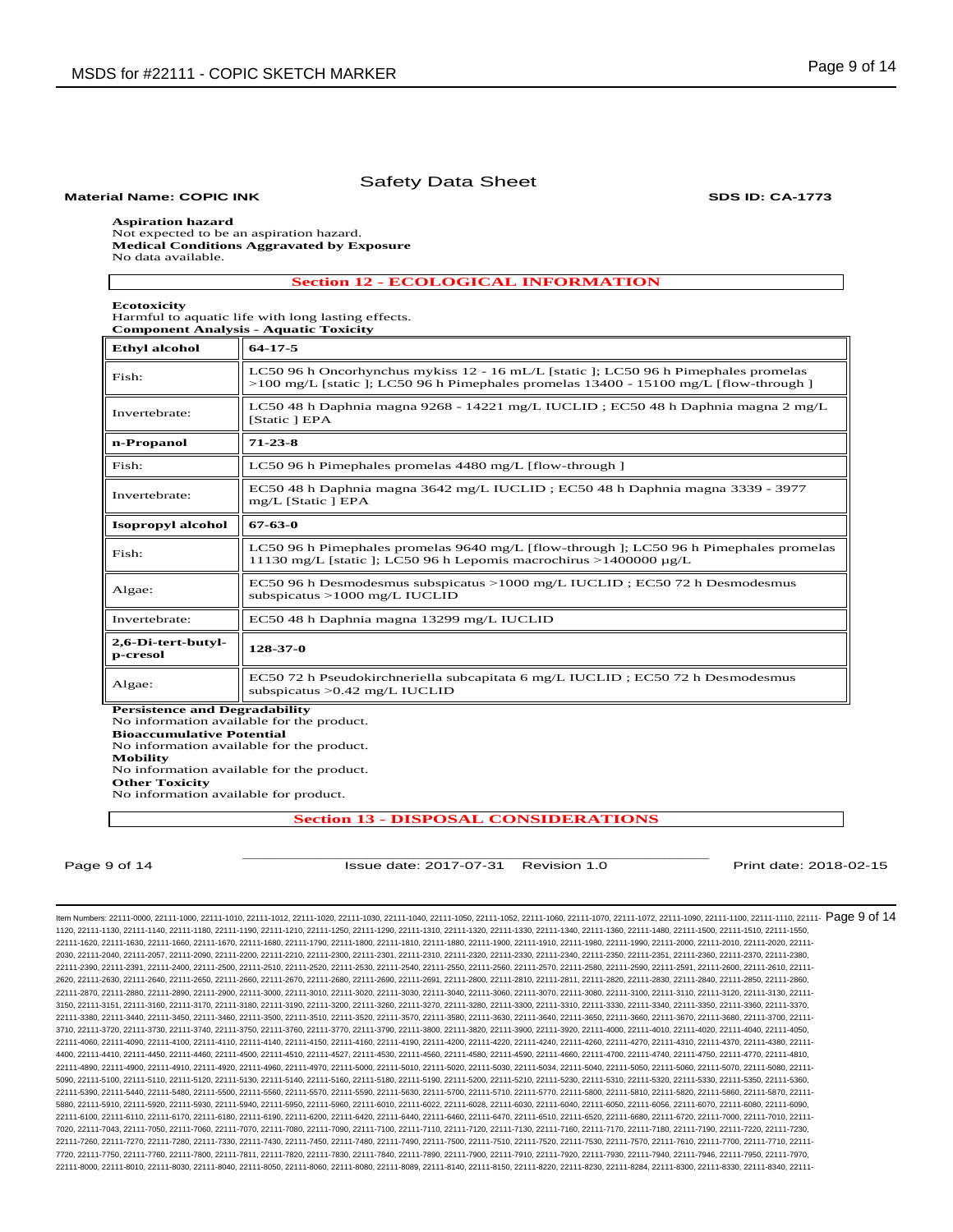Safety Data Sheet

**Material Name: COPIC INK** **SDS ID: CA-1773**

**Aspiration hazard**
Not expected to be an aspiration hazard.
**Medical Conditions Aggravated by Exposure**
No data available.

## Section 12 - ECOLOGICAL INFORMATION

**Ecotoxicity**
Harmful to aquatic life with long lasting effects.
**Component Analysis - Aquatic Toxicity**

| **Ethyl alcohol** | **64-17-5** |
|---|---|
| Fish: | LC50 96 h Oncorhynchus mykiss 12 - 16 mL/L [static ]; LC50 96 h Pimephales promelas >100 mg/L [static ]; LC50 96 h Pimephales promelas 13400 - 15100 mg/L [flow-through ] |
| Invertebrate: | LC50 48 h Daphnia magna 9268 - 14221 mg/L IUCLID ; EC50 48 h Daphnia magna 2 mg/L [Static ] EPA |
| **n-Propanol** | **71-23-8** |
| Fish: | LC50 96 h Pimephales promelas 4480 mg/L [flow-through ] |
| Invertebrate: | EC50 48 h Daphnia magna 3642 mg/L IUCLID ; EC50 48 h Daphnia magna 3339 - 3977 mg/L [Static ] EPA |
| **Isopropyl alcohol** | **67-63-0** |
| Fish: | LC50 96 h Pimephales promelas 9640 mg/L [flow-through ]; LC50 96 h Pimephales promelas 11130 mg/L [static ]; LC50 96 h Lepomis macrochirus >1400000 µg/L |
| Algae: | EC50 96 h Desmodesmus subspicatus >1000 mg/L IUCLID ; EC50 72 h Desmodesmus subspicatus >1000 mg/L IUCLID |
| Invertebrate: | EC50 48 h Daphnia magna 13299 mg/L IUCLID |
| **2,6-Di-tert-butyl-p-cresol** | **128-37-0** |
| Algae: | EC50 72 h Pseudokirchneriella subcapitata 6 mg/L IUCLID ; EC50 72 h Desmodesmus subspicatus >0.42 mg/L IUCLID |

**Persistence and Degradability**
No information available for the product.
**Bioaccumulative Potential**
No information available for the product.
**Mobility**
No information available for the product.
**Other Toxicity**
No information available for product.

## Section 13 - DISPOSAL CONSIDERATIONS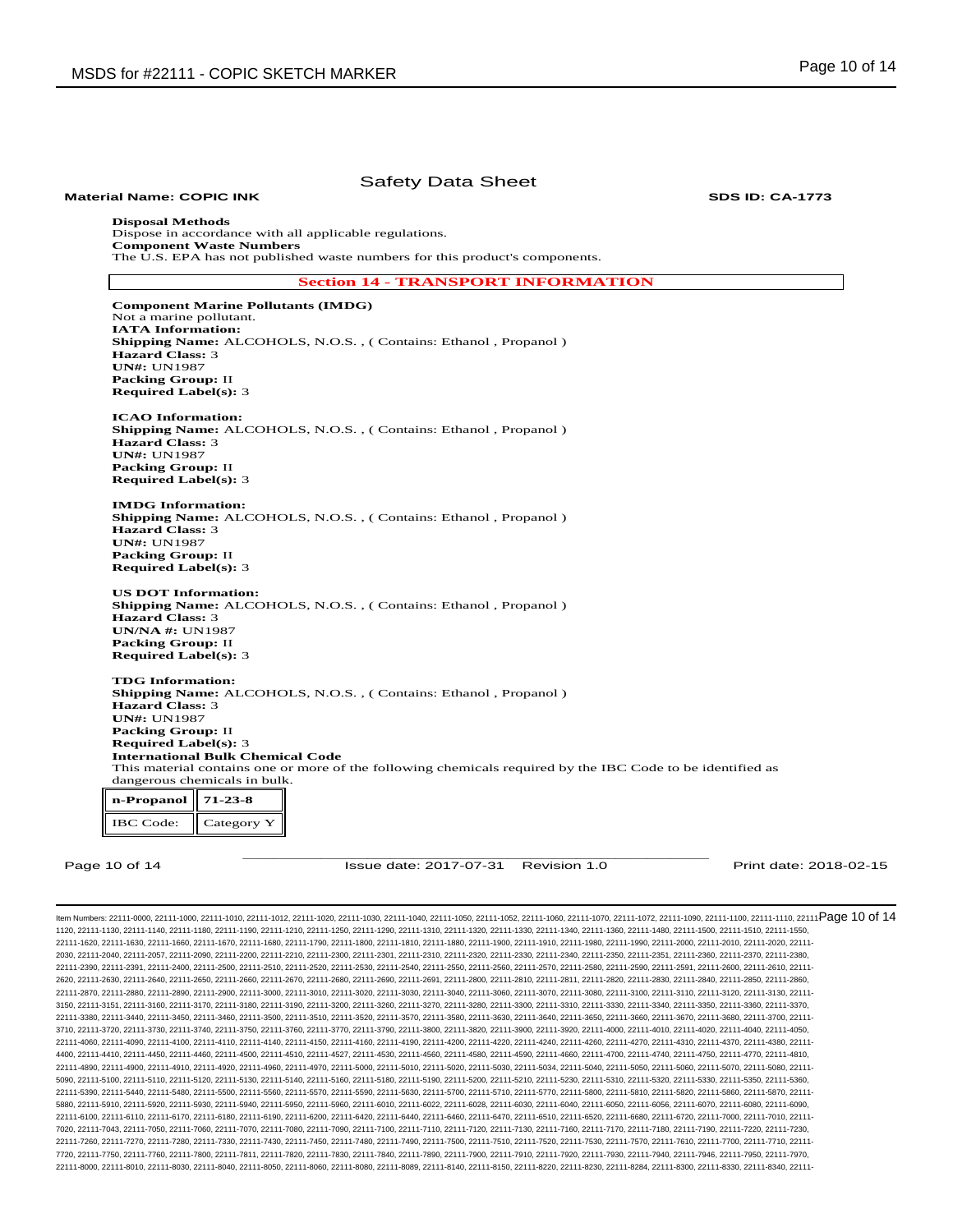**Disposal Methods**
Dispose in accordance with all applicable regulations.
**Component Waste Numbers**
The U.S. EPA has not published waste numbers for this product's components.

## Section 14 - TRANSPORT INFORMATION

**Component Marine Pollutants (IMDG)**
Not a marine pollutant.
**IATA Information:**
**Shipping Name:** ALCOHOLS, N.O.S. , ( Contains: Ethanol , Propanol )
**Hazard Class:** 3
**UN#:** UN1987
**Packing Group:** II
**Required Label(s):** 3

**ICAO Information:**
**Shipping Name:** ALCOHOLS, N.O.S. , ( Contains: Ethanol , Propanol )
**Hazard Class:** 3
**UN#:** UN1987
**Packing Group:** II
**Required Label(s):** 3

**IMDG Information:**
**Shipping Name:** ALCOHOLS, N.O.S. , ( Contains: Ethanol , Propanol )
**Hazard Class:** 3
**UN#:** UN1987
**Packing Group:** II
**Required Label(s):** 3

**US DOT Information:**
**Shipping Name:** ALCOHOLS, N.O.S. , ( Contains: Ethanol , Propanol )
**Hazard Class:** 3
**UN/NA #:** UN1987
**Packing Group:** II
**Required Label(s):** 3

**TDG Information:**
**Shipping Name:** ALCOHOLS, N.O.S. , ( Contains: Ethanol , Propanol )
**Hazard Class:** 3
**UN#:** UN1987
**Packing Group:** II
**Required Label(s):** 3
**International Bulk Chemical Code**
This material contains one or more of the following chemicals required by the IBC Code to be identified as dangerous chemicals in bulk.

| **n-Propanol** | **71-23-8** |
|---|---|
| IBC Code: | Category Y |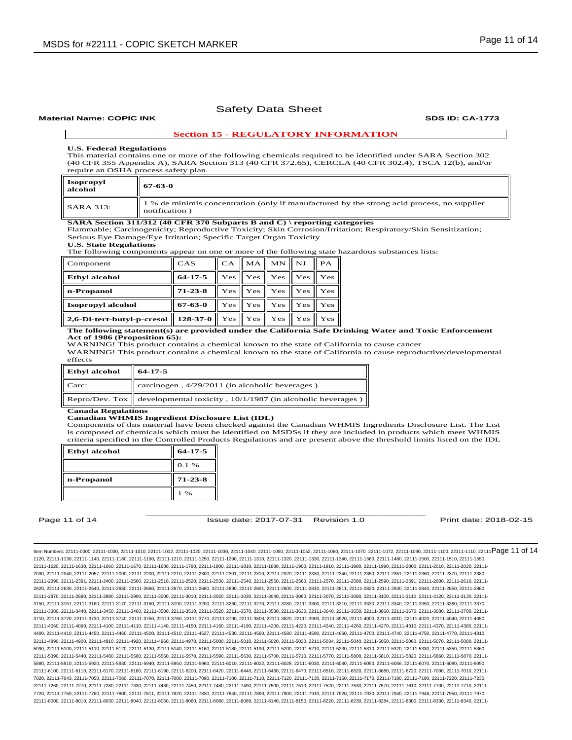## Section 15 - REGULATORY INFORMATION

**U.S. Federal Regulations**

This material contains one or more of the following chemicals required to be identified under SARA Section 302 (40 CFR 355 Appendix A), SARA Section 313 (40 CFR 372.65), CERCLA (40 CFR 302.4), TSCA 12(b), and/or require an OSHA process safety plan.

| **Isopropyl alcohol** | **67-63-0** |
|---|---|
| SARA 313: | 1 % de minimis concentration (only if manufactured by the strong acid process, no supplier notification ) |

**SARA Section 311/312 (40 CFR 370 Subparts B and C) \ reporting categories**

Flammable; Carcinogenicity; Reproductive Toxicity; Skin Corrosion/Irritation; Respiratory/Skin Sensitization; Serious Eye Damage/Eye Irritation; Specific Target Organ Toxicity

**U.S. State Regulations**

The following components appear on one or more of the following state hazardous substances lists:

| Component | CAS | CA | MA | MN | NJ | PA |
|---|---|---|---|---|---|---|
| **Ethyl alcohol** | **64-17-5** | Yes | Yes | Yes | Yes | Yes |
| **n-Propanol** | **71-23-8** | Yes | Yes | Yes | Yes | Yes |
| **Isopropyl alcohol** | **67-63-0** | Yes | Yes | Yes | Yes | Yes |
| **2,6-Di-tert-butyl-p-cresol** | **128-37-0** | Yes | Yes | Yes | Yes | Yes |

**The following statement(s) are provided under the California Safe Drinking Water and Toxic Enforcement Act of 1986 (Proposition 65):**

WARNING! This product contains a chemical known to the state of California to cause cancer

WARNING! This product contains a chemical known to the state of California to cause reproductive/developmental effects

| **Ethyl alcohol** | **64-17-5** |
|---|---|
| Carc: | carcinogen , 4/29/2011 (in alcoholic beverages ) |
| Repro/Dev. Tox | developmental toxicity , 10/1/1987 (in alcoholic beverages ) |

**Canada Regulations**

**Canadian WHMIS Ingredient Disclosure List (IDL)**

Components of this material have been checked against the Canadian WHMIS Ingredients Disclosure List. The List is composed of chemicals which must be identified on MSDSs if they are included in products which meet WHMIS criteria specified in the Controlled Products Regulations and are present above the threshold limits listed on the IDL

| **Ethyl alcohol** | **64-17-5** |
|---|---|
| | 0.1 % |
| **n-Propanol** | **71-23-8** |
| | 1 % |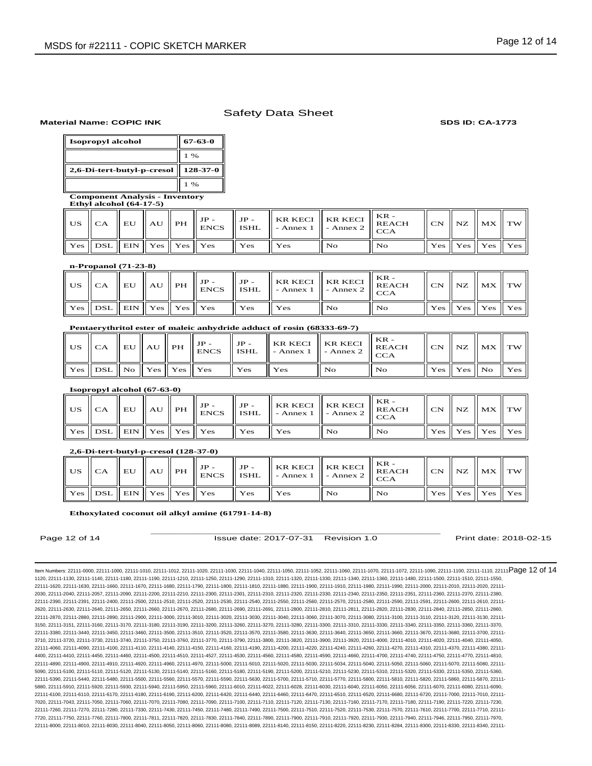Safety Data Sheet

**Material Name: COPIC INK** **SDS ID: CA-1773**

| **Isopropyl alcohol** | **67-63-0** |
|---|---|
| | 1 % |
| **2,6-Di-tert-butyl-p-cresol** | **128-37-0** |
| | 1 % |

**Component Analysis - Inventory**

**Ethyl alcohol (64-17-5)**

| US | CA | EU | AU | PH | JP - ENCS | JP - ISHL | KR KECI - Annex 1 | KR KECI - Annex 2 | KR - REACH CCA | CN | NZ | MX | TW |
|---|---|---|---|---|---|---|---|---|---|---|---|---|---|
| Yes | DSL | EIN | Yes | Yes | Yes | Yes | Yes | No | No | Yes | Yes | Yes | Yes |

**n-Propanol (71-23-8)**

| US | CA | EU | AU | PH | JP - ENCS | JP - ISHL | KR KECI - Annex 1 | KR KECI - Annex 2 | KR - REACH CCA | CN | NZ | MX | TW |
|---|---|---|---|---|---|---|---|---|---|---|---|---|---|
| Yes | DSL | EIN | Yes | Yes | Yes | Yes | Yes | No | No | Yes | Yes | Yes | Yes |

**Pentaerythritol ester of maleic anhydride adduct of rosin (68333-69-7)**

| US | CA | EU | AU | PH | JP - ENCS | JP - ISHL | KR KECI - Annex 1 | KR KECI - Annex 2 | KR - REACH CCA | CN | NZ | MX | TW |
|---|---|---|---|---|---|---|---|---|---|---|---|---|---|
| Yes | DSL | No | Yes | Yes | Yes | Yes | Yes | No | No | Yes | Yes | No | Yes |

**Isopropyl alcohol (67-63-0)**

| US | CA | EU | AU | PH | JP - ENCS | JP - ISHL | KR KECI - Annex 1 | KR KECI - Annex 2 | KR - REACH CCA | CN | NZ | MX | TW |
|---|---|---|---|---|---|---|---|---|---|---|---|---|---|
| Yes | DSL | EIN | Yes | Yes | Yes | Yes | Yes | No | No | Yes | Yes | Yes | Yes |

**2,6-Di-tert-butyl-p-cresol (128-37-0)**

| US | CA | EU | AU | PH | JP - ENCS | JP - ISHL | KR KECI - Annex 1 | KR KECI - Annex 2 | KR - REACH CCA | CN | NZ | MX | TW |
|---|---|---|---|---|---|---|---|---|---|---|---|---|---|
| Yes | DSL | EIN | Yes | Yes | Yes | Yes | Yes | No | No | Yes | Yes | Yes | Yes |

**Ethoxylated coconut oil alkyl amine (61791-14-8)**

Issue date: 2017-07-31 Revision 1.0 Print date: 2018-02-15

Item Numbers: 22111-0000, 22111-1000, 22111-1010, 22111-1012, 22111-1020, 22111-1030, 22111-1040, 22111-1050, 22111-1052, 22111-1060, 22111-1070, 22111-1072, 22111-1090, 22111-1100, 22111-1110, 22111-1120, 22111-1130, 22111-1140, 22111-1180, 22111-1190, 22111-1210, 22111-1250, 22111-1290, 22111-1310, 22111-1320, 22111-1330, 22111-1340, 22111-1360, 22111-1480, 22111-1500, 22111-1510, 22111-1550, 22111-1620, 22111-1630, 22111-1660, 22111-1670, 22111-1680, 22111-1790, 22111-1800, 22111-1810, 22111-1880, 22111-1900, 22111-1910, 22111-1980, 22111-1990, 22111-2000, 22111-2010, 22111-2020, 22111-2030, 22111-2040, 22111-2057, 22111-2090, 22111-2200, 22111-2210, 22111-2300, 22111-2301, 22111-2310, 22111-2320, 22111-2330, 22111-2340, 22111-2350, 22111-2351, 22111-2360, 22111-2370, 22111-2380, 22111-2390, 22111-2391, 22111-2400, 22111-2500, 22111-2510, 22111-2520, 22111-2530, 22111-2540, 22111-2550, 22111-2560, 22111-2570, 22111-2580, 22111-2590, 22111-2591, 22111-2600, 22111-2610, 22111-2620, 22111-2630, 22111-2640, 22111-2650, 22111-2660, 22111-2670, 22111-2680, 22111-2690, 22111-2691, 22111-2800, 22111-2810, 22111-2811, 22111-2820, 22111-2830, 22111-2840, 22111-2850, 22111-2860, 22111-2870, 22111-2880, 22111-2890, 22111-2900, 22111-3000, 22111-3010, 22111-3020, 22111-3030, 22111-3040, 22111-3060, 22111-3070, 22111-3080, 22111-3100, 22111-3110, 22111-3120, 22111-3130, 22111-3150, 22111-3151, 22111-3160, 22111-3170, 22111-3180, 22111-3190, 22111-3200, 22111-3260, 22111-3270, 22111-3280, 22111-3300, 22111-3310, 22111-3330, 22111-3340, 22111-3350, 22111-3360, 22111-3370, 22111-3380, 22111-3440, 22111-3450, 22111-3460, 22111-3500, 22111-3510, 22111-3520, 22111-3570, 22111-3580, 22111-3630, 22111-3640, 22111-3650, 22111-3660, 22111-3670, 22111-3680, 22111-3700, 22111-3710, 22111-3720, 22111-3730, 22111-3740, 22111-3750, 22111-3760, 22111-3770, 22111-3790, 22111-3800, 22111-3820, 22111-3900, 22111-3920, 22111-4000, 22111-4010, 22111-4020, 22111-4040, 22111-4050, 22111-4060, 22111-4090, 22111-4100, 22111-4110, 22111-4140, 22111-4150, 22111-4160, 22111-4190, 22111-4200, 22111-4220, 22111-4240, 22111-4260, 22111-4270, 22111-4310, 22111-4370, 22111-4380, 22111-4400, 22111-4410, 22111-4450, 22111-4460, 22111-4500, 22111-4510, 22111-4527, 22111-4530, 22111-4560, 22111-4580, 22111-4590, 22111-4660, 22111-4700, 22111-4740, 22111-4750, 22111-4770, 22111-4810, 22111-4890, 22111-4900, 22111-4910, 22111-4920, 22111-4960, 22111-4970, 22111-5000, 22111-5010, 22111-5020, 22111-5030, 22111-5034, 22111-5040, 22111-5050, 22111-5060, 22111-5070, 22111-5080, 22111-5090, 22111-5100, 22111-5110, 22111-5120, 22111-5130, 22111-5140, 22111-5160, 22111-5180, 22111-5190, 22111-5200, 22111-5210, 22111-5230, 22111-5310, 22111-5320, 22111-5330, 22111-5350, 22111-5360, 22111-5390, 22111-5440, 22111-5480, 22111-5500, 22111-5560, 22111-5570, 22111-5590, 22111-5630, 22111-5700, 22111-5710, 22111-5770, 22111-5800, 22111-5810, 22111-5820, 22111-5860, 22111-5870, 22111-5880, 22111-5910, 22111-5920, 22111-5930, 22111-5940, 22111-5950, 22111-5960, 22111-6010, 22111-6022, 22111-6028, 22111-6030, 22111-6040, 22111-6050, 22111-6056, 22111-6070, 22111-6080, 22111-6090, 22111-6100, 22111-6110, 22111-6170, 22111-6180, 22111-6190, 22111-6200, 22111-6420, 22111-6440, 22111-6460, 22111-6470, 22111-6510, 22111-6520, 22111-6680, 22111-6720, 22111-7000, 22111-7010, 22111-7020, 22111-7043, 22111-7050, 22111-7060, 22111-7070, 22111-7080, 22111-7090, 22111-7100, 22111-7110, 22111-7120, 22111-7130, 22111-7160, 22111-7170, 22111-7180, 22111-7190, 22111-7220, 22111-7230, 22111-7260, 22111-7270, 22111-7280, 22111-7330, 22111-7430, 22111-7450, 22111-7480, 22111-7490, 22111-7500, 22111-7510, 22111-7520, 22111-7530, 22111-7570, 22111-7610, 22111-7700, 22111-7710, 22111-7720, 22111-7750, 22111-7760, 22111-7800, 22111-7811, 22111-7820, 22111-7830, 22111-7840, 22111-7890, 22111-7900, 22111-7910, 22111-7920, 22111-7930, 22111-7940, 22111-7946, 22111-7950, 22111-7970, 22111-8000, 22111-8010, 22111-8030, 22111-8040, 22111-8050, 22111-8060, 22111-8080, 22111-8089, 22111-8140, 22111-8150, 22111-8220, 22111-8230, 22111-8284, 22111-8300, 22111-8330, 22111-8340, 22111-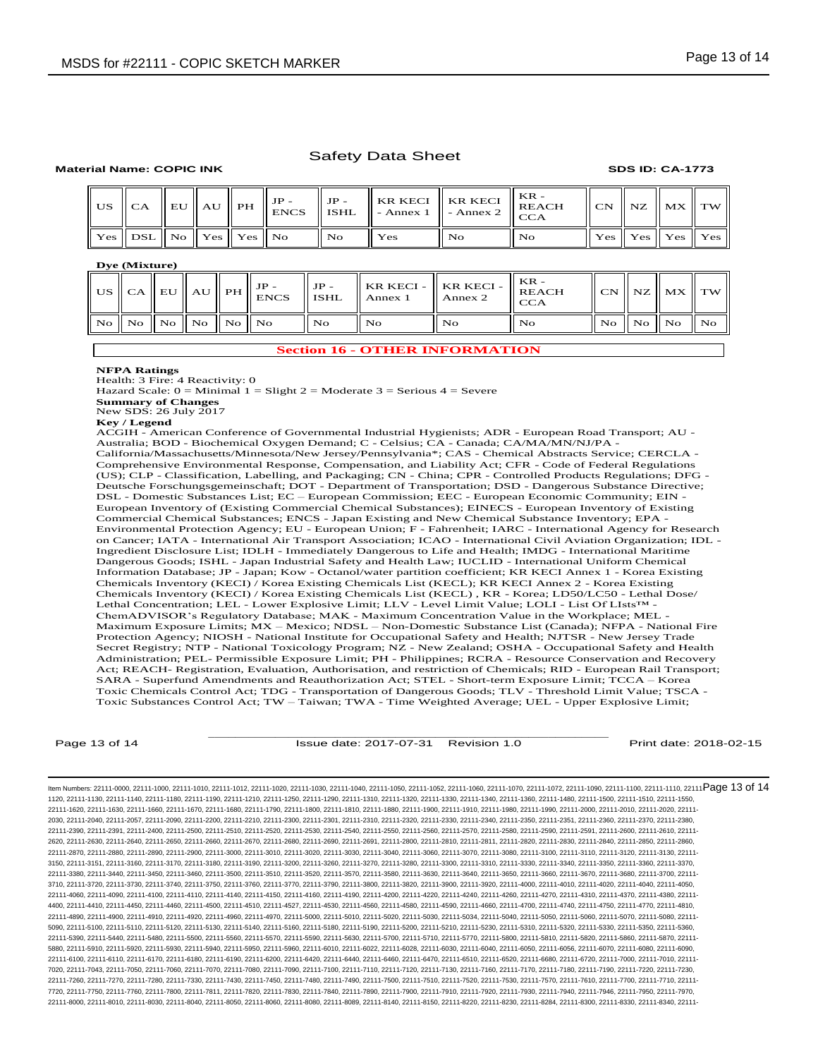Safety Data Sheet

**Material Name: COPIC INK** **SDS ID: CA-1773**

| US | CA | EU | AU | PH | JP - ENCS | JP - ISHL | KR KECI - Annex 1 | KR KECI - Annex 2 | KR - REACH CCA | CN | NZ | MX | TW |
|---|---|---|---|---|---|---|---|---|---|---|---|---|---|
| Yes | DSL | No | Yes | Yes | No | No | Yes | No | No | Yes | Yes | Yes | Yes |

**Dye (Mixture)**

| US | CA | EU | AU | PH | JP - ENCS | JP - ISHL | KR KECI - Annex 1 | KR KECI - Annex 2 | KR - REACH CCA | CN | NZ | MX | TW |
|---|---|---|---|---|---|---|---|---|---|---|---|---|---|
| No | No | No | No | No | No | No | No | No | No | No | No | No | No |

## Section 16 - OTHER INFORMATION

**NFPA Ratings**
Health: 3 Fire: 4 Reactivity: 0
Hazard Scale: 0 = Minimal 1 = Slight 2 = Moderate 3 = Serious 4 = Severe

**Summary of Changes**
New SDS: 26 July 2017

**Key / Legend**
ACGIH - American Conference of Governmental Industrial Hygienists; ADR - European Road Transport; AU - Australia; BOD - Biochemical Oxygen Demand; C - Celsius; CA - Canada; CA/MA/MN/NJ/PA - California/Massachusetts/Minnesota/New Jersey/Pennsylvania*; CAS - Chemical Abstracts Service; CERCLA - Comprehensive Environmental Response, Compensation, and Liability Act; CFR - Code of Federal Regulations (US); CLP - Classification, Labelling, and Packaging; CN - China; CPR - Controlled Products Regulations; DFG - Deutsche Forschungsgemeinschaft; DOT - Department of Transportation; DSD - Dangerous Substance Directive; DSL - Domestic Substances List; EC – European Commission; EEC - European Economic Community; EIN - European Inventory of (Existing Commercial Chemical Substances); EINECS - European Inventory of Existing Commercial Chemical Substances; ENCS - Japan Existing and New Chemical Substance Inventory; EPA - Environmental Protection Agency; EU - European Union; F - Fahrenheit; IARC - International Agency for Research on Cancer; IATA - International Air Transport Association; ICAO - International Civil Aviation Organization; IDL - Ingredient Disclosure List; IDLH - Immediately Dangerous to Life and Health; IMDG - International Maritime Dangerous Goods; ISHL - Japan Industrial Safety and Health Law; IUCLID - International Uniform Chemical Information Database; JP - Japan; Kow - Octanol/water partition coefficient; KR KECI Annex 1 - Korea Existing Chemicals Inventory (KECI) / Korea Existing Chemicals List (KECL); KR KECI Annex 2 - Korea Existing Chemicals Inventory (KECI) / Korea Existing Chemicals List (KECL) , KR - Korea; LD50/LC50 - Lethal Dose/ Lethal Concentration; LEL - Lower Explosive Limit; LLV - Level Limit Value; LOLI - List Of LIsts™ - ChemADVISOR's Regulatory Database; MAK - Maximum Concentration Value in the Workplace; MEL - Maximum Exposure Limits; MX – Mexico; NDSL – Non-Domestic Substance List (Canada); NFPA - National Fire Protection Agency; NIOSH - National Institute for Occupational Safety and Health; NJTSR - New Jersey Trade Secret Registry; NTP - National Toxicology Program; NZ - New Zealand; OSHA - Occupational Safety and Health Administration; PEL- Permissible Exposure Limit; PH - Philippines; RCRA - Resource Conservation and Recovery Act; REACH- Registration, Evaluation, Authorisation, and restriction of Chemicals; RID - European Rail Transport; SARA - Superfund Amendments and Reauthorization Act; STEL - Short-term Exposure Limit; TCCA – Korea Toxic Chemicals Control Act; TDG - Transportation of Dangerous Goods; TLV - Threshold Limit Value; TSCA - Toxic Substances Control Act; TW – Taiwan; TWA - Time Weighted Average; UEL - Upper Explosive Limit;

Issue date: 2017-07-31 Revision 1.0 Print date: 2018-02-15

Item Numbers: 22111-0000, 22111-1000, 22111-1010, 22111-1012, 22111-1020, 22111-1030, 22111-1040, 22111-1050, 22111-1052, 22111-1060, 22111-1070, 22111-1072, 22111-1090, 22111-1100, 22111-1110, 22111-1120, 22111-1130, 22111-1140, 22111-1180, 22111-1190, 22111-1210, 22111-1250, 22111-1290, 22111-1310, 22111-1320, 22111-1330, 22111-1340, 22111-1360, 22111-1480, 22111-1500, 22111-1510, 22111-1550, 22111-1620, 22111-1630, 22111-1660, 22111-1670, 22111-1680, 22111-1790, 22111-1800, 22111-1810, 22111-1880, 22111-1900, 22111-1910, 22111-1980, 22111-1990, 22111-2000, 22111-2010, 22111-2020, 22111-2030, 22111-2040, 22111-2057, 22111-2090, 22111-2200, 22111-2210, 22111-2300, 22111-2301, 22111-2310, 22111-2320, 22111-2330, 22111-2340, 22111-2350, 22111-2351, 22111-2360, 22111-2370, 22111-2380, 22111-2390, 22111-2391, 22111-2400, 22111-2500, 22111-2510, 22111-2520, 22111-2530, 22111-2540, 22111-2550, 22111-2560, 22111-2570, 22111-2580, 22111-2590, 22111-2591, 22111-2600, 22111-2610, 22111-2620, 22111-2630, 22111-2640, 22111-2650, 22111-2660, 22111-2670, 22111-2680, 22111-2690, 22111-2691, 22111-2800, 22111-2810, 22111-2811, 22111-2820, 22111-2830, 22111-2840, 22111-2850, 22111-2860, 22111-2870, 22111-2880, 22111-2890, 22111-2900, 22111-3000, 22111-3010, 22111-3020, 22111-3030, 22111-3040, 22111-3060, 22111-3070, 22111-3080, 22111-3100, 22111-3110, 22111-3120, 22111-3130, 22111-3150, 22111-3151, 22111-3160, 22111-3170, 22111-3180, 22111-3190, 22111-3200, 22111-3260, 22111-3270, 22111-3280, 22111-3300, 22111-3310, 22111-3330, 22111-3340, 22111-3350, 22111-3360, 22111-3370, 22111-3380, 22111-3440, 22111-3450, 22111-3460, 22111-3500, 22111-3510, 22111-3520, 22111-3570, 22111-3580, 22111-3630, 22111-3640, 22111-3650, 22111-3660, 22111-3670, 22111-3680, 22111-3700, 22111-3710, 22111-3720, 22111-3730, 22111-3740, 22111-3750, 22111-3760, 22111-3770, 22111-3790, 22111-3800, 22111-3820, 22111-3900, 22111-3920, 22111-4000, 22111-4010, 22111-4020, 22111-4040, 22111-4050, 22111-4060, 22111-4090, 22111-4100, 22111-4110, 22111-4140, 22111-4150, 22111-4160, 22111-4190, 22111-4200, 22111-4220, 22111-4240, 22111-4260, 22111-4270, 22111-4310, 22111-4370, 22111-4380, 22111-4400, 22111-4410, 22111-4450, 22111-4460, 22111-4500, 22111-4510, 22111-4527, 22111-4530, 22111-4560, 22111-4580, 22111-4590, 22111-4660, 22111-4700, 22111-4740, 22111-4750, 22111-4770, 22111-4810, 22111-4890, 22111-4900, 22111-4910, 22111-4920, 22111-4960, 22111-4970, 22111-5000, 22111-5010, 22111-5020, 22111-5030, 22111-5034, 22111-5040, 22111-5050, 22111-5060, 22111-5070, 22111-5080, 22111-5090, 22111-5100, 22111-5110, 22111-5120, 22111-5130, 22111-5140, 22111-5160, 22111-5180, 22111-5190, 22111-5200, 22111-5210, 22111-5230, 22111-5310, 22111-5320, 22111-5330, 22111-5350, 22111-5360, 22111-5390, 22111-5440, 22111-5480, 22111-5500, 22111-5560, 22111-5570, 22111-5590, 22111-5630, 22111-5700, 22111-5710, 22111-5770, 22111-5800, 22111-5810, 22111-5820, 22111-5860, 22111-5870, 22111-5880, 22111-5910, 22111-5920, 22111-5930, 22111-5940, 22111-5950, 22111-5960, 22111-6010, 22111-6022, 22111-6028, 22111-6030, 22111-6040, 22111-6050, 22111-6056, 22111-6070, 22111-6080, 22111-6090, 22111-6100, 22111-6110, 22111-6170, 22111-6180, 22111-6190, 22111-6200, 22111-6420, 22111-6440, 22111-6460, 22111-6470, 22111-6510, 22111-6520, 22111-6680, 22111-6720, 22111-7000, 22111-7010, 22111-7020, 22111-7043, 22111-7050, 22111-7060, 22111-7070, 22111-7080, 22111-7090, 22111-7100, 22111-7110, 22111-7120, 22111-7130, 22111-7160, 22111-7170, 22111-7180, 22111-7190, 22111-7220, 22111-7230, 22111-7260, 22111-7270, 22111-7280, 22111-7330, 22111-7430, 22111-7450, 22111-7480, 22111-7490, 22111-7500, 22111-7510, 22111-7520, 22111-7530, 22111-7570, 22111-7610, 22111-7700, 22111-7710, 22111-7720, 22111-7750, 22111-7760, 22111-7800, 22111-7811, 22111-7820, 22111-7830, 22111-7840, 22111-7890, 22111-7900, 22111-7910, 22111-7920, 22111-7930, 22111-7940, 22111-7946, 22111-7950, 22111-7970, 22111-8000, 22111-8010, 22111-8030, 22111-8040, 22111-8050, 22111-8060, 22111-8080, 22111-8089, 22111-8140, 22111-8150, 22111-8220, 22111-8230, 22111-8284, 22111-8300, 22111-8330, 22111-8340, 22111-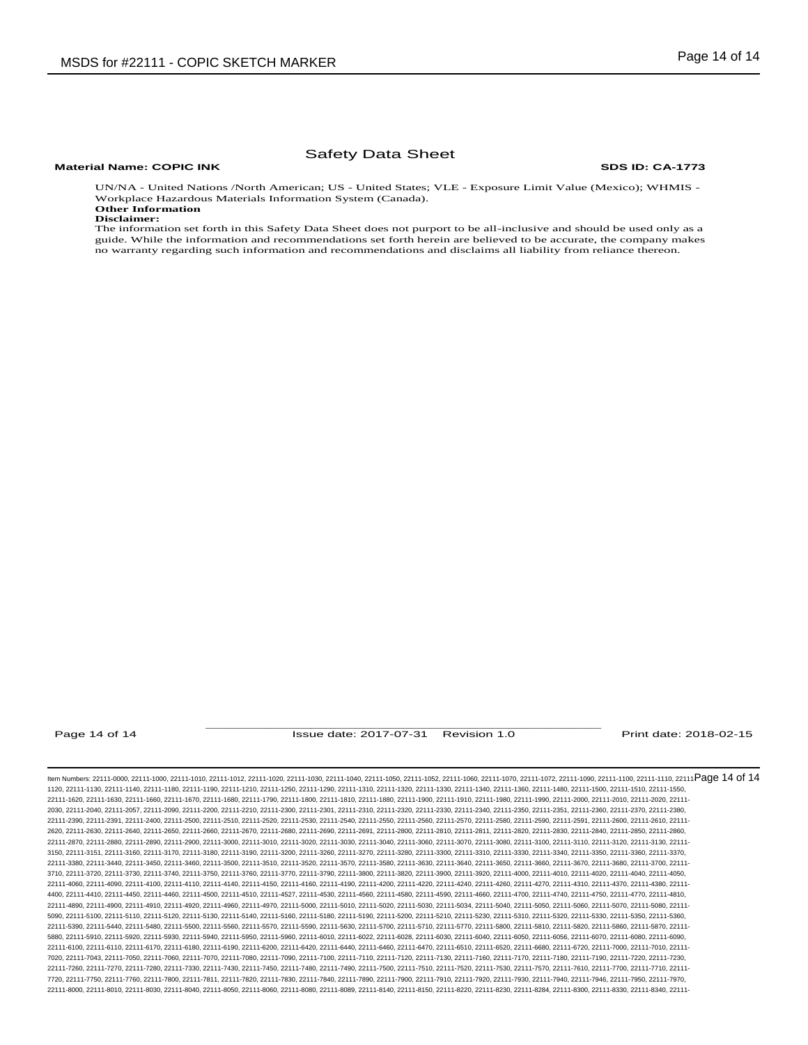UN/NA - United Nations /North American; US - United States; VLE - Exposure Limit Value (Mexico); WHMIS - Workplace Hazardous Materials Information System (Canada).

**Other Information**

**Disclaimer:**

The information set forth in this Safety Data Sheet does not purport to be all-inclusive and should be used only as a guide. While the information and recommendations set forth herein are believed to be accurate, the company makes no warranty regarding such information and recommendations and disclaims all liability from reliance thereon.